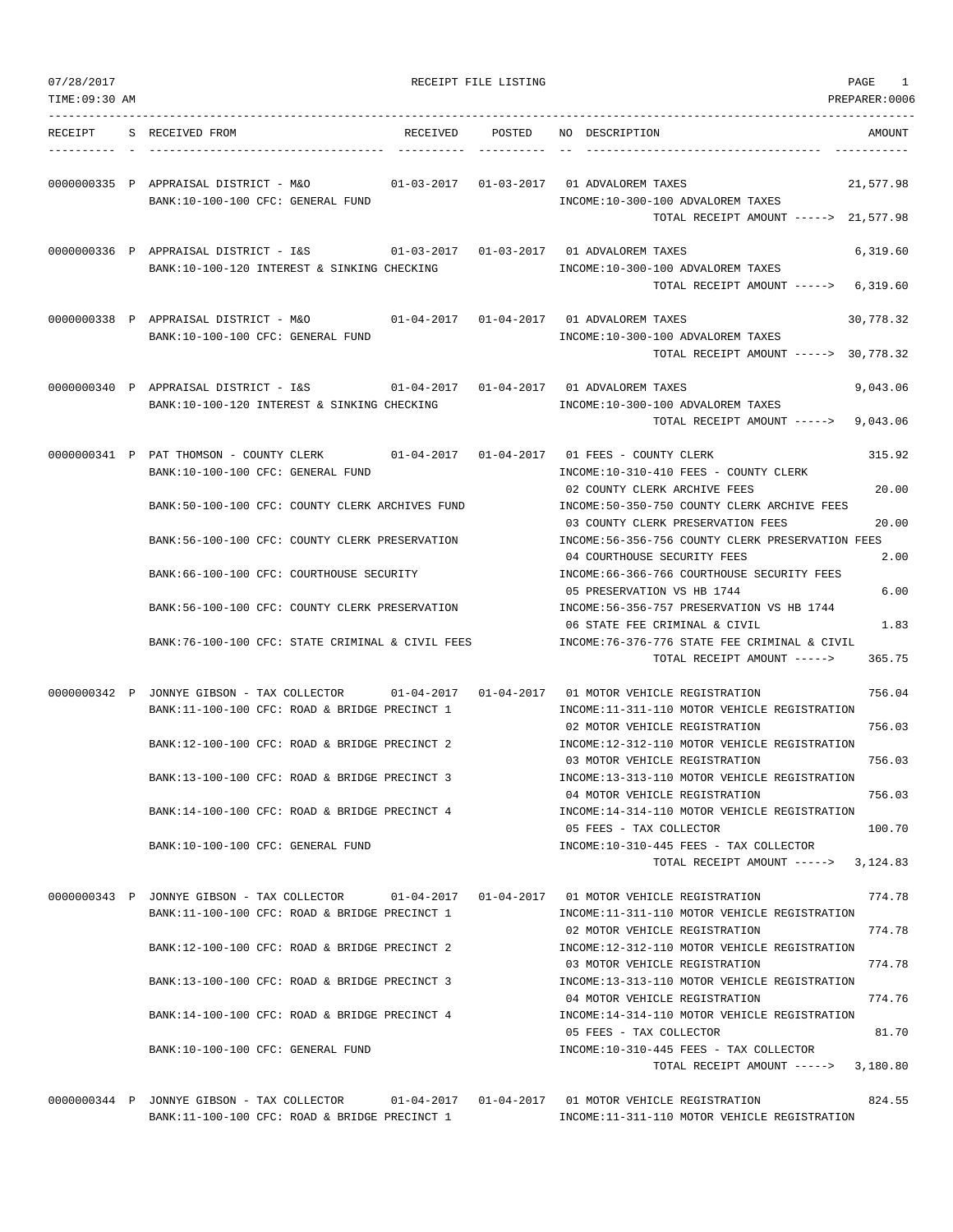RECEIPT FILE LISTING

TIME:09:30 AM PREPARER:0006

| RECEIPT | S | RECEIVED FROM | RECEIVED | POSTED | NO | DESCRIPTION | AMOUNT |
|---|---|---|---|---|---|---|---|
| 0000000335 | P | APPRAISAL DISTRICT - M&O | 01-03-2017 | 01-03-2017 | 01 | ADVALOREM TAXES | 21,577.98 |
| | | BANK:10-100-100 CFC: GENERAL FUND | | | | INCOME:10-300-100 ADVALOREM TAXES | |
| | | | | | | TOTAL RECEIPT AMOUNT -----> | 21,577.98 |
| 0000000336 | P | APPRAISAL DISTRICT - I&S | 01-03-2017 | 01-03-2017 | 01 | ADVALOREM TAXES | 6,319.60 |
| | | BANK:10-100-120 INTEREST & SINKING CHECKING | | | | INCOME:10-300-100 ADVALOREM TAXES | |
| | | | | | | TOTAL RECEIPT AMOUNT -----> | 6,319.60 |
| 0000000338 | P | APPRAISAL DISTRICT - M&O | 01-04-2017 | 01-04-2017 | 01 | ADVALOREM TAXES | 30,778.32 |
| | | BANK:10-100-100 CFC: GENERAL FUND | | | | INCOME:10-300-100 ADVALOREM TAXES | |
| | | | | | | TOTAL RECEIPT AMOUNT -----> | 30,778.32 |
| 0000000340 | P | APPRAISAL DISTRICT - I&S | 01-04-2017 | 01-04-2017 | 01 | ADVALOREM TAXES | 9,043.06 |
| | | BANK:10-100-120 INTEREST & SINKING CHECKING | | | | INCOME:10-300-100 ADVALOREM TAXES | |
| | | | | | | TOTAL RECEIPT AMOUNT -----> | 9,043.06 |
| 0000000341 | P | PAT THOMSON - COUNTY CLERK | 01-04-2017 | 01-04-2017 | 01 | FEES - COUNTY CLERK | 315.92 |
| | | BANK:10-100-100 CFC: GENERAL FUND | | | | INCOME:10-310-410 FEES - COUNTY CLERK | |
| | | | | | 02 | COUNTY CLERK ARCHIVE FEES | 20.00 |
| | | BANK:50-100-100 CFC: COUNTY CLERK ARCHIVES FUND | | | | INCOME:50-350-750 COUNTY CLERK ARCHIVE FEES | |
| | | | | | 03 | COUNTY CLERK PRESERVATION FEES | 20.00 |
| | | BANK:56-100-100 CFC: COUNTY CLERK PRESERVATION | | | | INCOME:56-356-756 COUNTY CLERK PRESERVATION FEES | |
| | | | | | 04 | COURTHOUSE SECURITY FEES | 2.00 |
| | | BANK:66-100-100 CFC: COURTHOUSE SECURITY | | | | INCOME:66-366-766 COURTHOUSE SECURITY FEES | |
| | | | | | 05 | PRESERVATION VS HB 1744 | 6.00 |
| | | BANK:56-100-100 CFC: COUNTY CLERK PRESERVATION | | | | INCOME:56-356-757 PRESERVATION VS HB 1744 | |
| | | | | | 06 | STATE FEE CRIMINAL & CIVIL | 1.83 |
| | | BANK:76-100-100 CFC: STATE CRIMINAL & CIVIL FEES | | | | INCOME:76-376-776 STATE FEE CRIMINAL & CIVIL | |
| | | | | | | TOTAL RECEIPT AMOUNT -----> | 365.75 |
| 0000000342 | P | JONNYE GIBSON - TAX COLLECTOR | 01-04-2017 | 01-04-2017 | 01 | MOTOR VEHICLE REGISTRATION | 756.04 |
| | | BANK:11-100-100 CFC: ROAD & BRIDGE PRECINCT 1 | | | | INCOME:11-311-110 MOTOR VEHICLE REGISTRATION | |
| | | | | | 02 | MOTOR VEHICLE REGISTRATION | 756.03 |
| | | BANK:12-100-100 CFC: ROAD & BRIDGE PRECINCT 2 | | | | INCOME:12-312-110 MOTOR VEHICLE REGISTRATION | |
| | | | | | 03 | MOTOR VEHICLE REGISTRATION | 756.03 |
| | | BANK:13-100-100 CFC: ROAD & BRIDGE PRECINCT 3 | | | | INCOME:13-313-110 MOTOR VEHICLE REGISTRATION | |
| | | | | | 04 | MOTOR VEHICLE REGISTRATION | 756.03 |
| | | BANK:14-100-100 CFC: ROAD & BRIDGE PRECINCT 4 | | | | INCOME:14-314-110 MOTOR VEHICLE REGISTRATION | |
| | | | | | 05 | FEES - TAX COLLECTOR | 100.70 |
| | | BANK:10-100-100 CFC: GENERAL FUND | | | | INCOME:10-310-445 FEES - TAX COLLECTOR | |
| | | | | | | TOTAL RECEIPT AMOUNT -----> | 3,124.83 |
| 0000000343 | P | JONNYE GIBSON - TAX COLLECTOR | 01-04-2017 | 01-04-2017 | 01 | MOTOR VEHICLE REGISTRATION | 774.78 |
| | | BANK:11-100-100 CFC: ROAD & BRIDGE PRECINCT 1 | | | | INCOME:11-311-110 MOTOR VEHICLE REGISTRATION | |
| | | | | | 02 | MOTOR VEHICLE REGISTRATION | 774.78 |
| | | BANK:12-100-100 CFC: ROAD & BRIDGE PRECINCT 2 | | | | INCOME:12-312-110 MOTOR VEHICLE REGISTRATION | |
| | | | | | 03 | MOTOR VEHICLE REGISTRATION | 774.78 |
| | | BANK:13-100-100 CFC: ROAD & BRIDGE PRECINCT 3 | | | | INCOME:13-313-110 MOTOR VEHICLE REGISTRATION | |
| | | | | | 04 | MOTOR VEHICLE REGISTRATION | 774.76 |
| | | BANK:14-100-100 CFC: ROAD & BRIDGE PRECINCT 4 | | | | INCOME:14-314-110 MOTOR VEHICLE REGISTRATION | |
| | | | | | 05 | FEES - TAX COLLECTOR | 81.70 |
| | | BANK:10-100-100 CFC: GENERAL FUND | | | | INCOME:10-310-445 FEES - TAX COLLECTOR | |
| | | | | | | TOTAL RECEIPT AMOUNT -----> | 3,180.80 |
| 0000000344 | P | JONNYE GIBSON - TAX COLLECTOR | 01-04-2017 | 01-04-2017 | 01 | MOTOR VEHICLE REGISTRATION | 824.55 |
| | | BANK:11-100-100 CFC: ROAD & BRIDGE PRECINCT 1 | | | | INCOME:11-311-110 MOTOR VEHICLE REGISTRATION | |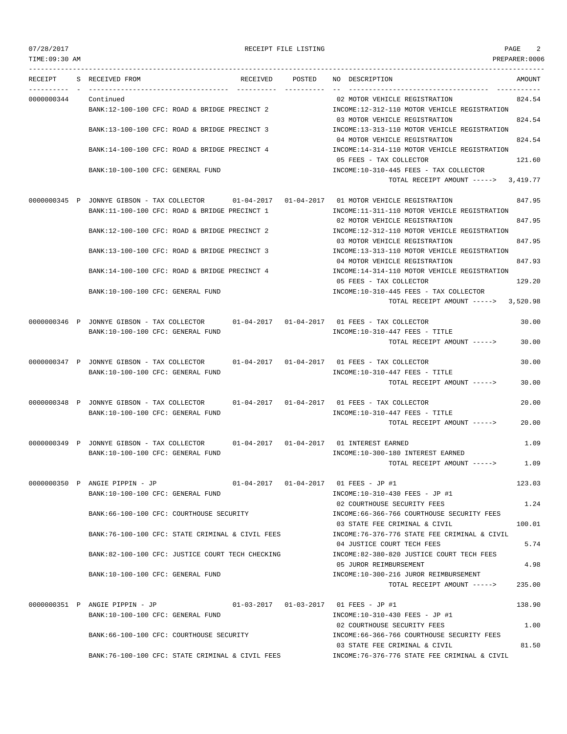RECEIPT FILE LISTING

TIME:09:30 AM — PREPARER:0006 — 07/28/2017

| RECEIPT | S | RECEIVED FROM | RECEIVED | POSTED | NO | DESCRIPTION | AMOUNT |
|---|---|---|---|---|---|---|---|
| 0000000344 | | Continued | | | 02 | MOTOR VEHICLE REGISTRATION | 824.54 |
| | | BANK:12-100-100 CFC: ROAD & BRIDGE PRECINCT 2 | | | | INCOME:12-312-110 MOTOR VEHICLE REGISTRATION | |
| | | | | | 03 | MOTOR VEHICLE REGISTRATION | 824.54 |
| | | BANK:13-100-100 CFC: ROAD & BRIDGE PRECINCT 3 | | | | INCOME:13-313-110 MOTOR VEHICLE REGISTRATION | |
| | | | | | 04 | MOTOR VEHICLE REGISTRATION | 824.54 |
| | | BANK:14-100-100 CFC: ROAD & BRIDGE PRECINCT 4 | | | | INCOME:14-314-110 MOTOR VEHICLE REGISTRATION | |
| | | | | | 05 | FEES - TAX COLLECTOR | 121.60 |
| | | BANK:10-100-100 CFC: GENERAL FUND | | | | INCOME:10-310-445 FEES - TAX COLLECTOR | |
| | | | | | | TOTAL RECEIPT AMOUNT -----> | 3,419.77 |
| 0000000345 | P | JONNYE GIBSON - TAX COLLECTOR | 01-04-2017 | 01-04-2017 | 01 | MOTOR VEHICLE REGISTRATION | 847.95 |
| | | BANK:11-100-100 CFC: ROAD & BRIDGE PRECINCT 1 | | | | INCOME:11-311-110 MOTOR VEHICLE REGISTRATION | |
| | | | | | 02 | MOTOR VEHICLE REGISTRATION | 847.95 |
| | | BANK:12-100-100 CFC: ROAD & BRIDGE PRECINCT 2 | | | | INCOME:12-312-110 MOTOR VEHICLE REGISTRATION | |
| | | | | | 03 | MOTOR VEHICLE REGISTRATION | 847.95 |
| | | BANK:13-100-100 CFC: ROAD & BRIDGE PRECINCT 3 | | | | INCOME:13-313-110 MOTOR VEHICLE REGISTRATION | |
| | | | | | 04 | MOTOR VEHICLE REGISTRATION | 847.93 |
| | | BANK:14-100-100 CFC: ROAD & BRIDGE PRECINCT 4 | | | | INCOME:14-314-110 MOTOR VEHICLE REGISTRATION | |
| | | | | | 05 | FEES - TAX COLLECTOR | 129.20 |
| | | BANK:10-100-100 CFC: GENERAL FUND | | | | INCOME:10-310-445 FEES - TAX COLLECTOR | |
| | | | | | | TOTAL RECEIPT AMOUNT -----> | 3,520.98 |
| 0000000346 | P | JONNYE GIBSON - TAX COLLECTOR | 01-04-2017 | 01-04-2017 | 01 | FEES - TAX COLLECTOR | 30.00 |
| | | BANK:10-100-100 CFC: GENERAL FUND | | | | INCOME:10-310-447 FEES - TITLE | |
| | | | | | | TOTAL RECEIPT AMOUNT -----> | 30.00 |
| 0000000347 | P | JONNYE GIBSON - TAX COLLECTOR | 01-04-2017 | 01-04-2017 | 01 | FEES - TAX COLLECTOR | 30.00 |
| | | BANK:10-100-100 CFC: GENERAL FUND | | | | INCOME:10-310-447 FEES - TITLE | |
| | | | | | | TOTAL RECEIPT AMOUNT -----> | 30.00 |
| 0000000348 | P | JONNYE GIBSON - TAX COLLECTOR | 01-04-2017 | 01-04-2017 | 01 | FEES - TAX COLLECTOR | 20.00 |
| | | BANK:10-100-100 CFC: GENERAL FUND | | | | INCOME:10-310-447 FEES - TITLE | |
| | | | | | | TOTAL RECEIPT AMOUNT -----> | 20.00 |
| 0000000349 | P | JONNYE GIBSON - TAX COLLECTOR | 01-04-2017 | 01-04-2017 | 01 | INTEREST EARNED | 1.09 |
| | | BANK:10-100-100 CFC: GENERAL FUND | | | | INCOME:10-300-180 INTEREST EARNED | |
| | | | | | | TOTAL RECEIPT AMOUNT -----> | 1.09 |
| 0000000350 | P | ANGIE PIPPIN - JP | 01-04-2017 | 01-04-2017 | 01 | FEES - JP #1 | 123.03 |
| | | BANK:10-100-100 CFC: GENERAL FUND | | | | INCOME:10-310-430 FEES - JP #1 | |
| | | | | | 02 | COURTHOUSE SECURITY FEES | 1.24 |
| | | BANK:66-100-100 CFC: COURTHOUSE SECURITY | | | | INCOME:66-366-766 COURTHOUSE SECURITY FEES | |
| | | | | | 03 | STATE FEE CRIMINAL & CIVIL | 100.01 |
| | | BANK:76-100-100 CFC: STATE CRIMINAL & CIVIL FEES | | | | INCOME:76-376-776 STATE FEE CRIMINAL & CIVIL | |
| | | | | | 04 | JUSTICE COURT TECH FEES | 5.74 |
| | | BANK:82-100-100 CFC: JUSTICE COURT TECH CHECKING | | | | INCOME:82-380-820 JUSTICE COURT TECH FEES | |
| | | | | | 05 | JUROR REIMBURSEMENT | 4.98 |
| | | BANK:10-100-100 CFC: GENERAL FUND | | | | INCOME:10-300-216 JUROR REIMBURSEMENT | |
| | | | | | | TOTAL RECEIPT AMOUNT -----> | 235.00 |
| 0000000351 | P | ANGIE PIPPIN - JP | 01-03-2017 | 01-03-2017 | 01 | FEES - JP #1 | 138.90 |
| | | BANK:10-100-100 CFC: GENERAL FUND | | | | INCOME:10-310-430 FEES - JP #1 | |
| | | | | | 02 | COURTHOUSE SECURITY FEES | 1.00 |
| | | BANK:66-100-100 CFC: COURTHOUSE SECURITY | | | | INCOME:66-366-766 COURTHOUSE SECURITY FEES | |
| | | | | | 03 | STATE FEE CRIMINAL & CIVIL | 81.50 |
| | | BANK:76-100-100 CFC: STATE CRIMINAL & CIVIL FEES | | | | INCOME:76-376-776 STATE FEE CRIMINAL & CIVIL | |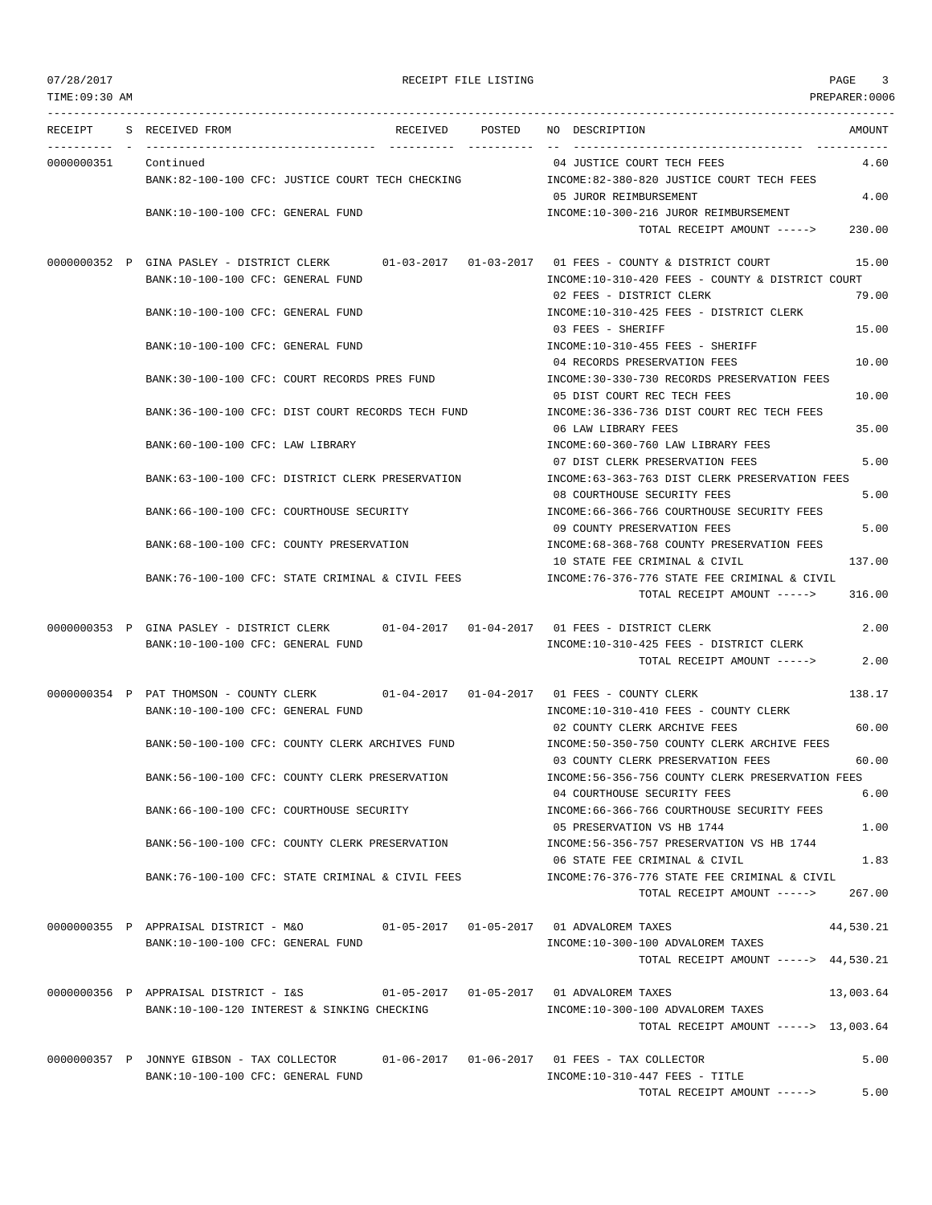RECEIPT FILE LISTING

| RECEIPT | S | RECEIVED FROM | RECEIVED | POSTED | NO | DESCRIPTION | AMOUNT |
|---|---|---|---|---|---|---|---|
| 0000000351 | | Continued | | | 04 | JUSTICE COURT TECH FEES | 4.60 |
| | | BANK:82-100-100 CFC: JUSTICE COURT TECH CHECKING | | | | INCOME:82-380-820 JUSTICE COURT TECH FEES | |
| | | | | | 05 | JUROR REIMBURSEMENT | 4.00 |
| | | BANK:10-100-100 CFC: GENERAL FUND | | | | INCOME:10-300-216 JUROR REIMBURSEMENT | |
| | | | | | | TOTAL RECEIPT AMOUNT -----> | 230.00 |
| 0000000352 | P | GINA PASLEY - DISTRICT CLERK | 01-03-2017 | 01-03-2017 | 01 | FEES - COUNTY & DISTRICT COURT | 15.00 |
| | | BANK:10-100-100 CFC: GENERAL FUND | | | | INCOME:10-310-420 FEES - COUNTY & DISTRICT COURT | |
| | | | | | 02 | FEES - DISTRICT CLERK | 79.00 |
| | | BANK:10-100-100 CFC: GENERAL FUND | | | | INCOME:10-310-425 FEES - DISTRICT CLERK | |
| | | | | | 03 | FEES - SHERIFF | 15.00 |
| | | BANK:10-100-100 CFC: GENERAL FUND | | | | INCOME:10-310-455 FEES - SHERIFF | |
| | | | | | 04 | RECORDS PRESERVATION FEES | 10.00 |
| | | BANK:30-100-100 CFC: COURT RECORDS PRES FUND | | | | INCOME:30-330-730 RECORDS PRESERVATION FEES | |
| | | | | | 05 | DIST COURT REC TECH FEES | 10.00 |
| | | BANK:36-100-100 CFC: DIST COURT RECORDS TECH FUND | | | | INCOME:36-336-736 DIST COURT REC TECH FEES | |
| | | | | | 06 | LAW LIBRARY FEES | 35.00 |
| | | BANK:60-100-100 CFC: LAW LIBRARY | | | | INCOME:60-360-760 LAW LIBRARY FEES | |
| | | | | | 07 | DIST CLERK PRESERVATION FEES | 5.00 |
| | | BANK:63-100-100 CFC: DISTRICT CLERK PRESERVATION | | | | INCOME:63-363-763 DIST CLERK PRESERVATION FEES | |
| | | | | | 08 | COURTHOUSE SECURITY FEES | 5.00 |
| | | BANK:66-100-100 CFC: COURTHOUSE SECURITY | | | | INCOME:66-366-766 COURTHOUSE SECURITY FEES | |
| | | | | | 09 | COUNTY PRESERVATION FEES | 5.00 |
| | | BANK:68-100-100 CFC: COUNTY PRESERVATION | | | | INCOME:68-368-768 COUNTY PRESERVATION FEES | |
| | | | | | 10 | STATE FEE CRIMINAL & CIVIL | 137.00 |
| | | BANK:76-100-100 CFC: STATE CRIMINAL & CIVIL FEES | | | | INCOME:76-376-776 STATE FEE CRIMINAL & CIVIL | |
| | | | | | | TOTAL RECEIPT AMOUNT -----> | 316.00 |
| 0000000353 | P | GINA PASLEY - DISTRICT CLERK | 01-04-2017 | 01-04-2017 | 01 | FEES - DISTRICT CLERK | 2.00 |
| | | BANK:10-100-100 CFC: GENERAL FUND | | | | INCOME:10-310-425 FEES - DISTRICT CLERK | |
| | | | | | | TOTAL RECEIPT AMOUNT -----> | 2.00 |
| 0000000354 | P | PAT THOMSON - COUNTY CLERK | 01-04-2017 | 01-04-2017 | 01 | FEES - COUNTY CLERK | 138.17 |
| | | BANK:10-100-100 CFC: GENERAL FUND | | | | INCOME:10-310-410 FEES - COUNTY CLERK | |
| | | | | | 02 | COUNTY CLERK ARCHIVE FEES | 60.00 |
| | | BANK:50-100-100 CFC: COUNTY CLERK ARCHIVES FUND | | | | INCOME:50-350-750 COUNTY CLERK ARCHIVE FEES | |
| | | | | | 03 | COUNTY CLERK PRESERVATION FEES | 60.00 |
| | | BANK:56-100-100 CFC: COUNTY CLERK PRESERVATION | | | | INCOME:56-356-756 COUNTY CLERK PRESERVATION FEES | |
| | | | | | 04 | COURTHOUSE SECURITY FEES | 6.00 |
| | | BANK:66-100-100 CFC: COURTHOUSE SECURITY | | | | INCOME:66-366-766 COURTHOUSE SECURITY FEES | |
| | | | | | 05 | PRESERVATION VS HB 1744 | 1.00 |
| | | BANK:56-100-100 CFC: COUNTY CLERK PRESERVATION | | | | INCOME:56-356-757 PRESERVATION VS HB 1744 | |
| | | | | | 06 | STATE FEE CRIMINAL & CIVIL | 1.83 |
| | | BANK:76-100-100 CFC: STATE CRIMINAL & CIVIL FEES | | | | INCOME:76-376-776 STATE FEE CRIMINAL & CIVIL | |
| | | | | | | TOTAL RECEIPT AMOUNT -----> | 267.00 |
| 0000000355 | P | APPRAISAL DISTRICT - M&O | 01-05-2017 | 01-05-2017 | 01 | ADVALOREM TAXES | 44,530.21 |
| | | BANK:10-100-100 CFC: GENERAL FUND | | | | INCOME:10-300-100 ADVALOREM TAXES | |
| | | | | | | TOTAL RECEIPT AMOUNT -----> | 44,530.21 |
| 0000000356 | P | APPRAISAL DISTRICT - I&S | 01-05-2017 | 01-05-2017 | 01 | ADVALOREM TAXES | 13,003.64 |
| | | BANK:10-100-120 INTEREST & SINKING CHECKING | | | | INCOME:10-300-100 ADVALOREM TAXES | |
| | | | | | | TOTAL RECEIPT AMOUNT -----> | 13,003.64 |
| 0000000357 | P | JONNYE GIBSON - TAX COLLECTOR | 01-06-2017 | 01-06-2017 | 01 | FEES - TAX COLLECTOR | 5.00 |
| | | BANK:10-100-100 CFC: GENERAL FUND | | | | INCOME:10-310-447 FEES - TITLE | |
| | | | | | | TOTAL RECEIPT AMOUNT -----> | 5.00 |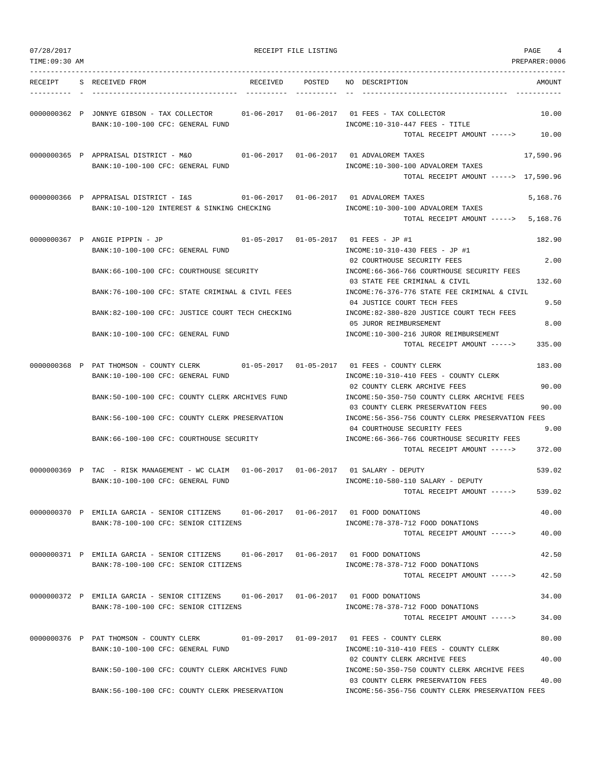RECEIPT FILE LISTING

| RECEIPT | S | RECEIVED FROM | RECEIVED | POSTED | NO | DESCRIPTION | AMOUNT |
|---|---|---|---|---|---|---|---|
| 0000000362 | P | JONNYE GIBSON - TAX COLLECTOR | 01-06-2017 | 01-06-2017 | 01 | FEES - TAX COLLECTOR | 10.00 |
| | | BANK:10-100-100 CFC: GENERAL FUND | | | | INCOME:10-310-447 FEES - TITLE | |
| | | | | | | TOTAL RECEIPT AMOUNT -----> | 10.00 |
| 0000000365 | P | APPRAISAL DISTRICT - M&O | 01-06-2017 | 01-06-2017 | 01 | ADVALOREM TAXES | 17,590.96 |
| | | BANK:10-100-100 CFC: GENERAL FUND | | | | INCOME:10-300-100 ADVALOREM TAXES | |
| | | | | | | TOTAL RECEIPT AMOUNT -----> | 17,590.96 |
| 0000000366 | P | APPRAISAL DISTRICT - I&S | 01-06-2017 | 01-06-2017 | 01 | ADVALOREM TAXES | 5,168.76 |
| | | BANK:10-100-120 INTEREST & SINKING CHECKING | | | | INCOME:10-300-100 ADVALOREM TAXES | |
| | | | | | | TOTAL RECEIPT AMOUNT -----> | 5,168.76 |
| 0000000367 | P | ANGIE PIPPIN - JP | 01-05-2017 | 01-05-2017 | 01 | FEES - JP #1 | 182.90 |
| | | BANK:10-100-100 CFC: GENERAL FUND | | | | INCOME:10-310-430 FEES - JP #1 | |
| | | | | | 02 | COURTHOUSE SECURITY FEES | 2.00 |
| | | BANK:66-100-100 CFC: COURTHOUSE SECURITY | | | | INCOME:66-366-766 COURTHOUSE SECURITY FEES | |
| | | | | | 03 | STATE FEE CRIMINAL & CIVIL | 132.60 |
| | | BANK:76-100-100 CFC: STATE CRIMINAL & CIVIL FEES | | | | INCOME:76-376-776 STATE FEE CRIMINAL & CIVIL | |
| | | | | | 04 | JUSTICE COURT TECH FEES | 9.50 |
| | | BANK:82-100-100 CFC: JUSTICE COURT TECH CHECKING | | | | INCOME:82-380-820 JUSTICE COURT TECH FEES | |
| | | | | | 05 | JUROR REIMBURSEMENT | 8.00 |
| | | BANK:10-100-100 CFC: GENERAL FUND | | | | INCOME:10-300-216 JUROR REIMBURSEMENT | |
| | | | | | | TOTAL RECEIPT AMOUNT -----> | 335.00 |
| 0000000368 | P | PAT THOMSON - COUNTY CLERK | 01-05-2017 | 01-05-2017 | 01 | FEES - COUNTY CLERK | 183.00 |
| | | BANK:10-100-100 CFC: GENERAL FUND | | | | INCOME:10-310-410 FEES - COUNTY CLERK | |
| | | | | | 02 | COUNTY CLERK ARCHIVE FEES | 90.00 |
| | | BANK:50-100-100 CFC: COUNTY CLERK ARCHIVES FUND | | | | INCOME:50-350-750 COUNTY CLERK ARCHIVE FEES | |
| | | | | | 03 | COUNTY CLERK PRESERVATION FEES | 90.00 |
| | | BANK:56-100-100 CFC: COUNTY CLERK PRESERVATION | | | | INCOME:56-356-756 COUNTY CLERK PRESERVATION FEES | |
| | | | | | 04 | COURTHOUSE SECURITY FEES | 9.00 |
| | | BANK:66-100-100 CFC: COURTHOUSE SECURITY | | | | INCOME:66-366-766 COURTHOUSE SECURITY FEES | |
| | | | | | | TOTAL RECEIPT AMOUNT -----> | 372.00 |
| 0000000369 | P | TAC - RISK MANAGEMENT - WC CLAIM | 01-06-2017 | 01-06-2017 | 01 | SALARY - DEPUTY | 539.02 |
| | | BANK:10-100-100 CFC: GENERAL FUND | | | | INCOME:10-580-110 SALARY - DEPUTY | |
| | | | | | | TOTAL RECEIPT AMOUNT -----> | 539.02 |
| 0000000370 | P | EMILIA GARCIA - SENIOR CITIZENS | 01-06-2017 | 01-06-2017 | 01 | FOOD DONATIONS | 40.00 |
| | | BANK:78-100-100 CFC: SENIOR CITIZENS | | | | INCOME:78-378-712 FOOD DONATIONS | |
| | | | | | | TOTAL RECEIPT AMOUNT -----> | 40.00 |
| 0000000371 | P | EMILIA GARCIA - SENIOR CITIZENS | 01-06-2017 | 01-06-2017 | 01 | FOOD DONATIONS | 42.50 |
| | | BANK:78-100-100 CFC: SENIOR CITIZENS | | | | INCOME:78-378-712 FOOD DONATIONS | |
| | | | | | | TOTAL RECEIPT AMOUNT -----> | 42.50 |
| 0000000372 | P | EMILIA GARCIA - SENIOR CITIZENS | 01-06-2017 | 01-06-2017 | 01 | FOOD DONATIONS | 34.00 |
| | | BANK:78-100-100 CFC: SENIOR CITIZENS | | | | INCOME:78-378-712 FOOD DONATIONS | |
| | | | | | | TOTAL RECEIPT AMOUNT -----> | 34.00 |
| 0000000376 | P | PAT THOMSON - COUNTY CLERK | 01-09-2017 | 01-09-2017 | 01 | FEES - COUNTY CLERK | 80.00 |
| | | BANK:10-100-100 CFC: GENERAL FUND | | | | INCOME:10-310-410 FEES - COUNTY CLERK | |
| | | | | | 02 | COUNTY CLERK ARCHIVE FEES | 40.00 |
| | | BANK:50-100-100 CFC: COUNTY CLERK ARCHIVES FUND | | | | INCOME:50-350-750 COUNTY CLERK ARCHIVE FEES | |
| | | | | | 03 | COUNTY CLERK PRESERVATION FEES | 40.00 |
| | | BANK:56-100-100 CFC: COUNTY CLERK PRESERVATION | | | | INCOME:56-356-756 COUNTY CLERK PRESERVATION FEES | |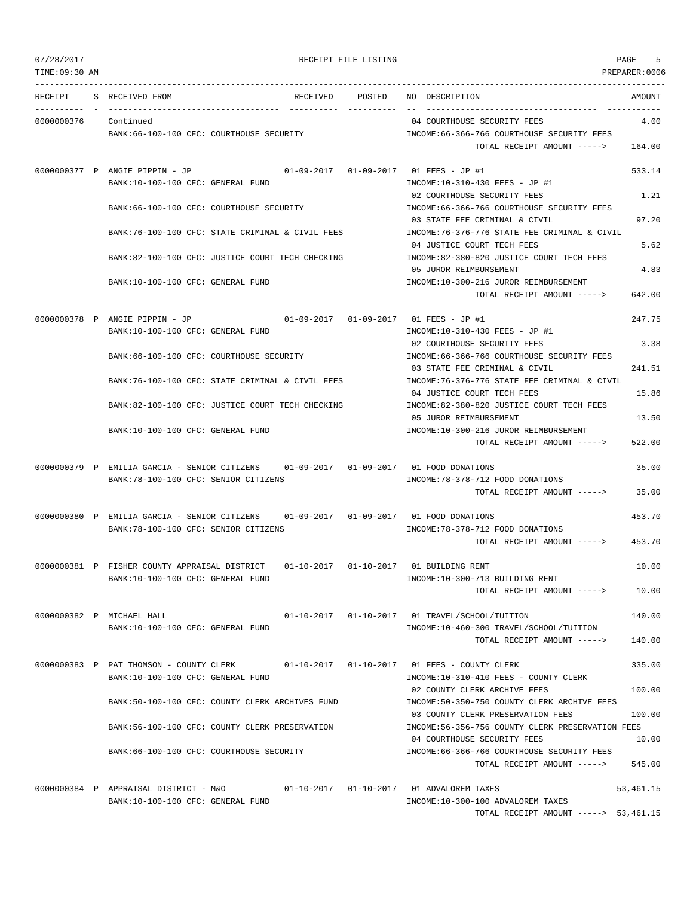07/28/2017 RECEIPT FILE LISTING PAGE 5

TIME:09:30 AM PREPARER:0006

| RECEIPT | S | RECEIVED FROM | RECEIVED | POSTED | NO | DESCRIPTION | AMOUNT |
|---|---|---|---|---|---|---|---|
| 0000000376 | | Continued | | | 04 | COURTHOUSE SECURITY FEES | 4.00 |
| | | BANK:66-100-100 CFC: COURTHOUSE SECURITY | | | | INCOME:66-366-766 COURTHOUSE SECURITY FEES | |
| | | | | | | TOTAL RECEIPT AMOUNT -----> | 164.00 |
| 0000000377 | P | ANGIE PIPPIN - JP | 01-09-2017 | 01-09-2017 | 01 | FEES - JP #1 | 533.14 |
| | | BANK:10-100-100 CFC: GENERAL FUND | | | | INCOME:10-310-430 FEES - JP #1 | |
| | | | | | 02 | COURTHOUSE SECURITY FEES | 1.21 |
| | | BANK:66-100-100 CFC: COURTHOUSE SECURITY | | | | INCOME:66-366-766 COURTHOUSE SECURITY FEES | |
| | | | | | 03 | STATE FEE CRIMINAL & CIVIL | 97.20 |
| | | BANK:76-100-100 CFC: STATE CRIMINAL & CIVIL FEES | | | | INCOME:76-376-776 STATE FEE CRIMINAL & CIVIL | |
| | | | | | 04 | JUSTICE COURT TECH FEES | 5.62 |
| | | BANK:82-100-100 CFC: JUSTICE COURT TECH CHECKING | | | | INCOME:82-380-820 JUSTICE COURT TECH FEES | |
| | | | | | 05 | JUROR REIMBURSEMENT | 4.83 |
| | | BANK:10-100-100 CFC: GENERAL FUND | | | | INCOME:10-300-216 JUROR REIMBURSEMENT | |
| | | | | | | TOTAL RECEIPT AMOUNT -----> | 642.00 |
| 0000000378 | P | ANGIE PIPPIN - JP | 01-09-2017 | 01-09-2017 | 01 | FEES - JP #1 | 247.75 |
| | | BANK:10-100-100 CFC: GENERAL FUND | | | | INCOME:10-310-430 FEES - JP #1 | |
| | | | | | 02 | COURTHOUSE SECURITY FEES | 3.38 |
| | | BANK:66-100-100 CFC: COURTHOUSE SECURITY | | | | INCOME:66-366-766 COURTHOUSE SECURITY FEES | |
| | | | | | 03 | STATE FEE CRIMINAL & CIVIL | 241.51 |
| | | BANK:76-100-100 CFC: STATE CRIMINAL & CIVIL FEES | | | | INCOME:76-376-776 STATE FEE CRIMINAL & CIVIL | |
| | | | | | 04 | JUSTICE COURT TECH FEES | 15.86 |
| | | BANK:82-100-100 CFC: JUSTICE COURT TECH CHECKING | | | | INCOME:82-380-820 JUSTICE COURT TECH FEES | |
| | | | | | 05 | JUROR REIMBURSEMENT | 13.50 |
| | | BANK:10-100-100 CFC: GENERAL FUND | | | | INCOME:10-300-216 JUROR REIMBURSEMENT | |
| | | | | | | TOTAL RECEIPT AMOUNT -----> | 522.00 |
| 0000000379 | P | EMILIA GARCIA - SENIOR CITIZENS | 01-09-2017 | 01-09-2017 | 01 | FOOD DONATIONS | 35.00 |
| | | BANK:78-100-100 CFC: SENIOR CITIZENS | | | | INCOME:78-378-712 FOOD DONATIONS | |
| | | | | | | TOTAL RECEIPT AMOUNT -----> | 35.00 |
| 0000000380 | P | EMILIA GARCIA - SENIOR CITIZENS | 01-09-2017 | 01-09-2017 | 01 | FOOD DONATIONS | 453.70 |
| | | BANK:78-100-100 CFC: SENIOR CITIZENS | | | | INCOME:78-378-712 FOOD DONATIONS | |
| | | | | | | TOTAL RECEIPT AMOUNT -----> | 453.70 |
| 0000000381 | P | FISHER COUNTY APPRAISAL DISTRICT | 01-10-2017 | 01-10-2017 | 01 | BUILDING RENT | 10.00 |
| | | BANK:10-100-100 CFC: GENERAL FUND | | | | INCOME:10-300-713 BUILDING RENT | |
| | | | | | | TOTAL RECEIPT AMOUNT -----> | 10.00 |
| 0000000382 | P | MICHAEL HALL | 01-10-2017 | 01-10-2017 | 01 | TRAVEL/SCHOOL/TUITION | 140.00 |
| | | BANK:10-100-100 CFC: GENERAL FUND | | | | INCOME:10-460-300 TRAVEL/SCHOOL/TUITION | |
| | | | | | | TOTAL RECEIPT AMOUNT -----> | 140.00 |
| 0000000383 | P | PAT THOMSON - COUNTY CLERK | 01-10-2017 | 01-10-2017 | 01 | FEES - COUNTY CLERK | 335.00 |
| | | BANK:10-100-100 CFC: GENERAL FUND | | | | INCOME:10-310-410 FEES - COUNTY CLERK | |
| | | | | | 02 | COUNTY CLERK ARCHIVE FEES | 100.00 |
| | | BANK:50-100-100 CFC: COUNTY CLERK ARCHIVES FUND | | | | INCOME:50-350-750 COUNTY CLERK ARCHIVE FEES | |
| | | | | | 03 | COUNTY CLERK PRESERVATION FEES | 100.00 |
| | | BANK:56-100-100 CFC: COUNTY CLERK PRESERVATION | | | | INCOME:56-356-756 COUNTY CLERK PRESERVATION FEES | |
| | | | | | 04 | COURTHOUSE SECURITY FEES | 10.00 |
| | | BANK:66-100-100 CFC: COURTHOUSE SECURITY | | | | INCOME:66-366-766 COURTHOUSE SECURITY FEES | |
| | | | | | | TOTAL RECEIPT AMOUNT -----> | 545.00 |
| 0000000384 | P | APPRAISAL DISTRICT - M&O | 01-10-2017 | 01-10-2017 | 01 | ADVALOREM TAXES | 53,461.15 |
| | | BANK:10-100-100 CFC: GENERAL FUND | | | | INCOME:10-300-100 ADVALOREM TAXES | |
| | | | | | | TOTAL RECEIPT AMOUNT -----> | 53,461.15 |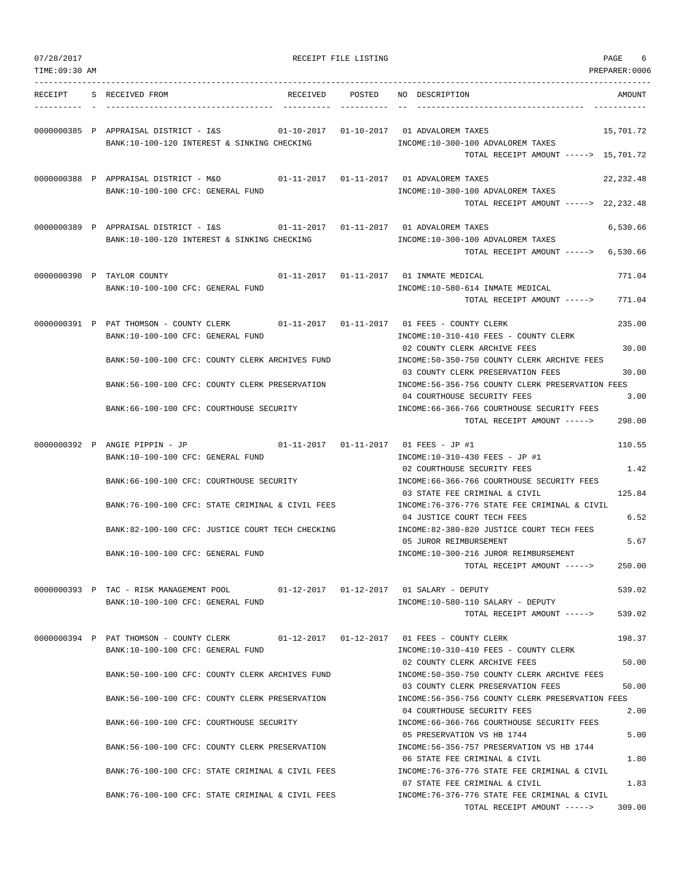RECEIPT FILE LISTING

07/28/2017
TIME:09:30 AM
PREPARER:0006

| RECEIPT | S | RECEIVED FROM | RECEIVED | POSTED | NO | DESCRIPTION | AMOUNT |
|---|---|---|---|---|---|---|---|
| 0000000385 | P | APPRAISAL DISTRICT - I&S | 01-10-2017 | 01-10-2017 | 01 | ADVALOREM TAXES | 15,701.72 |
| | | BANK:10-100-120 INTEREST & SINKING CHECKING | | | | INCOME:10-300-100 ADVALOREM TAXES | |
| | | | | | | TOTAL RECEIPT AMOUNT -----> | 15,701.72 |
| 0000000388 | P | APPRAISAL DISTRICT - M&O | 01-11-2017 | 01-11-2017 | 01 | ADVALOREM TAXES | 22,232.48 |
| | | BANK:10-100-100 CFC: GENERAL FUND | | | | INCOME:10-300-100 ADVALOREM TAXES | |
| | | | | | | TOTAL RECEIPT AMOUNT -----> | 22,232.48 |
| 0000000389 | P | APPRAISAL DISTRICT - I&S | 01-11-2017 | 01-11-2017 | 01 | ADVALOREM TAXES | 6,530.66 |
| | | BANK:10-100-120 INTEREST & SINKING CHECKING | | | | INCOME:10-300-100 ADVALOREM TAXES | |
| | | | | | | TOTAL RECEIPT AMOUNT -----> | 6,530.66 |
| 0000000390 | P | TAYLOR COUNTY | 01-11-2017 | 01-11-2017 | 01 | INMATE MEDICAL | 771.04 |
| | | BANK:10-100-100 CFC: GENERAL FUND | | | | INCOME:10-580-614 INMATE MEDICAL | |
| | | | | | | TOTAL RECEIPT AMOUNT -----> | 771.04 |
| 0000000391 | P | PAT THOMSON - COUNTY CLERK | 01-11-2017 | 01-11-2017 | 01 | FEES - COUNTY CLERK | 235.00 |
| | | BANK:10-100-100 CFC: GENERAL FUND | | | | INCOME:10-310-410 FEES - COUNTY CLERK | |
| | | | | | 02 | COUNTY CLERK ARCHIVE FEES | 30.00 |
| | | BANK:50-100-100 CFC: COUNTY CLERK ARCHIVES FUND | | | | INCOME:50-350-750 COUNTY CLERK ARCHIVE FEES | |
| | | | | | 03 | COUNTY CLERK PRESERVATION FEES | 30.00 |
| | | BANK:56-100-100 CFC: COUNTY CLERK PRESERVATION | | | | INCOME:56-356-756 COUNTY CLERK PRESERVATION FEES | |
| | | | | | 04 | COURTHOUSE SECURITY FEES | 3.00 |
| | | BANK:66-100-100 CFC: COURTHOUSE SECURITY | | | | INCOME:66-366-766 COURTHOUSE SECURITY FEES | |
| | | | | | | TOTAL RECEIPT AMOUNT -----> | 298.00 |
| 0000000392 | P | ANGIE PIPPIN - JP | 01-11-2017 | 01-11-2017 | 01 | FEES - JP #1 | 110.55 |
| | | BANK:10-100-100 CFC: GENERAL FUND | | | | INCOME:10-310-430 FEES - JP #1 | |
| | | | | | 02 | COURTHOUSE SECURITY FEES | 1.42 |
| | | BANK:66-100-100 CFC: COURTHOUSE SECURITY | | | | INCOME:66-366-766 COURTHOUSE SECURITY FEES | |
| | | | | | 03 | STATE FEE CRIMINAL & CIVIL | 125.84 |
| | | BANK:76-100-100 CFC: STATE CRIMINAL & CIVIL FEES | | | | INCOME:76-376-776 STATE FEE CRIMINAL & CIVIL | |
| | | | | | 04 | JUSTICE COURT TECH FEES | 6.52 |
| | | BANK:82-100-100 CFC: JUSTICE COURT TECH CHECKING | | | | INCOME:82-380-820 JUSTICE COURT TECH FEES | |
| | | | | | 05 | JUROR REIMBURSEMENT | 5.67 |
| | | BANK:10-100-100 CFC: GENERAL FUND | | | | INCOME:10-300-216 JUROR REIMBURSEMENT | |
| | | | | | | TOTAL RECEIPT AMOUNT -----> | 250.00 |
| 0000000393 | P | TAC - RISK MANAGEMENT POOL | 01-12-2017 | 01-12-2017 | 01 | SALARY - DEPUTY | 539.02 |
| | | BANK:10-100-100 CFC: GENERAL FUND | | | | INCOME:10-580-110 SALARY - DEPUTY | |
| | | | | | | TOTAL RECEIPT AMOUNT -----> | 539.02 |
| 0000000394 | P | PAT THOMSON - COUNTY CLERK | 01-12-2017 | 01-12-2017 | 01 | FEES - COUNTY CLERK | 198.37 |
| | | BANK:10-100-100 CFC: GENERAL FUND | | | | INCOME:10-310-410 FEES - COUNTY CLERK | |
| | | | | | 02 | COUNTY CLERK ARCHIVE FEES | 50.00 |
| | | BANK:50-100-100 CFC: COUNTY CLERK ARCHIVES FUND | | | | INCOME:50-350-750 COUNTY CLERK ARCHIVE FEES | |
| | | | | | 03 | COUNTY CLERK PRESERVATION FEES | 50.00 |
| | | BANK:56-100-100 CFC: COUNTY CLERK PRESERVATION | | | | INCOME:56-356-756 COUNTY CLERK PRESERVATION FEES | |
| | | | | | 04 | COURTHOUSE SECURITY FEES | 2.00 |
| | | BANK:66-100-100 CFC: COURTHOUSE SECURITY | | | | INCOME:66-366-766 COURTHOUSE SECURITY FEES | |
| | | | | | 05 | PRESERVATION VS HB 1744 | 5.00 |
| | | BANK:56-100-100 CFC: COUNTY CLERK PRESERVATION | | | | INCOME:56-356-757 PRESERVATION VS HB 1744 | |
| | | | | | 06 | STATE FEE CRIMINAL & CIVIL | 1.80 |
| | | BANK:76-100-100 CFC: STATE CRIMINAL & CIVIL FEES | | | | INCOME:76-376-776 STATE FEE CRIMINAL & CIVIL | |
| | | | | | 07 | STATE FEE CRIMINAL & CIVIL | 1.83 |
| | | BANK:76-100-100 CFC: STATE CRIMINAL & CIVIL FEES | | | | INCOME:76-376-776 STATE FEE CRIMINAL & CIVIL | |
| | | | | | | TOTAL RECEIPT AMOUNT -----> | 309.00 |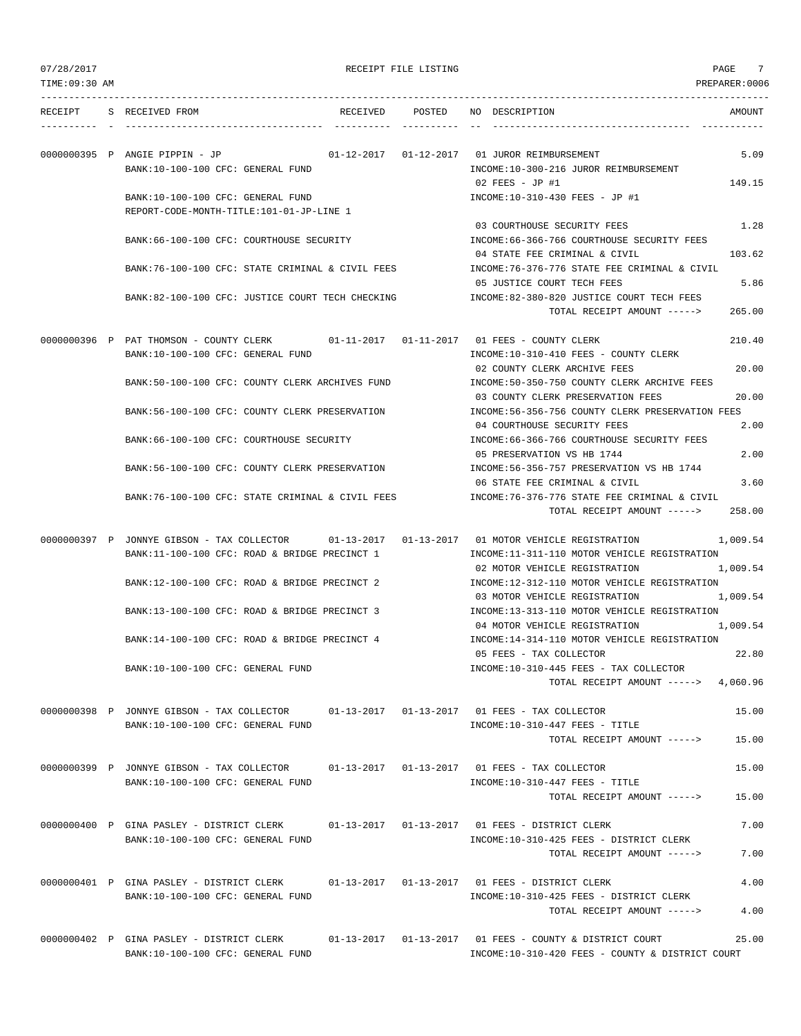RECEIPT FILE LISTING

TIME:09:30 AM — PREPARER:0006

| RECEIPT | S | RECEIVED FROM | RECEIVED | POSTED | NO | DESCRIPTION | AMOUNT |
|---|---|---|---|---|---|---|---|
| 0000000395 | P | ANGIE PIPPIN - JP | 01-12-2017 | 01-12-2017 | 01 | JUROR REIMBURSEMENT | 5.09 |
| | | BANK:10-100-100 CFC: GENERAL FUND | | | | INCOME:10-300-216 JUROR REIMBURSEMENT | |
| | | | | | 02 | FEES - JP #1 | 149.15 |
| | | BANK:10-100-100 CFC: GENERAL FUND | | | | INCOME:10-310-430 FEES - JP #1 | |
| | | REPORT-CODE-MONTH-TITLE:101-01-JP-LINE 1 | | | | | |
| | | | | | 03 | COURTHOUSE SECURITY FEES | 1.28 |
| | | BANK:66-100-100 CFC: COURTHOUSE SECURITY | | | | INCOME:66-366-766 COURTHOUSE SECURITY FEES | |
| | | | | | 04 | STATE FEE CRIMINAL & CIVIL | 103.62 |
| | | BANK:76-100-100 CFC: STATE CRIMINAL & CIVIL FEES | | | | INCOME:76-376-776 STATE FEE CRIMINAL & CIVIL | |
| | | | | | 05 | JUSTICE COURT TECH FEES | 5.86 |
| | | BANK:82-100-100 CFC: JUSTICE COURT TECH CHECKING | | | | INCOME:82-380-820 JUSTICE COURT TECH FEES | |
| | | | | | | TOTAL RECEIPT AMOUNT -----> | 265.00 |
| 0000000396 | P | PAT THOMSON - COUNTY CLERK | 01-11-2017 | 01-11-2017 | 01 | FEES - COUNTY CLERK | 210.40 |
| | | BANK:10-100-100 CFC: GENERAL FUND | | | | INCOME:10-310-410 FEES - COUNTY CLERK | |
| | | | | | 02 | COUNTY CLERK ARCHIVE FEES | 20.00 |
| | | BANK:50-100-100 CFC: COUNTY CLERK ARCHIVES FUND | | | | INCOME:50-350-750 COUNTY CLERK ARCHIVE FEES | |
| | | | | | 03 | COUNTY CLERK PRESERVATION FEES | 20.00 |
| | | BANK:56-100-100 CFC: COUNTY CLERK PRESERVATION | | | | INCOME:56-356-756 COUNTY CLERK PRESERVATION FEES | |
| | | | | | 04 | COURTHOUSE SECURITY FEES | 2.00 |
| | | BANK:66-100-100 CFC: COURTHOUSE SECURITY | | | | INCOME:66-366-766 COURTHOUSE SECURITY FEES | |
| | | | | | 05 | PRESERVATION VS HB 1744 | 2.00 |
| | | BANK:56-100-100 CFC: COUNTY CLERK PRESERVATION | | | | INCOME:56-356-757 PRESERVATION VS HB 1744 | |
| | | | | | 06 | STATE FEE CRIMINAL & CIVIL | 3.60 |
| | | BANK:76-100-100 CFC: STATE CRIMINAL & CIVIL FEES | | | | INCOME:76-376-776 STATE FEE CRIMINAL & CIVIL | |
| | | | | | | TOTAL RECEIPT AMOUNT -----> | 258.00 |
| 0000000397 | P | JONNYE GIBSON - TAX COLLECTOR | 01-13-2017 | 01-13-2017 | 01 | MOTOR VEHICLE REGISTRATION | 1,009.54 |
| | | BANK:11-100-100 CFC: ROAD & BRIDGE PRECINCT 1 | | | | INCOME:11-311-110 MOTOR VEHICLE REGISTRATION | |
| | | | | | 02 | MOTOR VEHICLE REGISTRATION | 1,009.54 |
| | | BANK:12-100-100 CFC: ROAD & BRIDGE PRECINCT 2 | | | | INCOME:12-312-110 MOTOR VEHICLE REGISTRATION | |
| | | | | | 03 | MOTOR VEHICLE REGISTRATION | 1,009.54 |
| | | BANK:13-100-100 CFC: ROAD & BRIDGE PRECINCT 3 | | | | INCOME:13-313-110 MOTOR VEHICLE REGISTRATION | |
| | | | | | 04 | MOTOR VEHICLE REGISTRATION | 1,009.54 |
| | | BANK:14-100-100 CFC: ROAD & BRIDGE PRECINCT 4 | | | | INCOME:14-314-110 MOTOR VEHICLE REGISTRATION | |
| | | | | | 05 | FEES - TAX COLLECTOR | 22.80 |
| | | BANK:10-100-100 CFC: GENERAL FUND | | | | INCOME:10-310-445 FEES - TAX COLLECTOR | |
| | | | | | | TOTAL RECEIPT AMOUNT -----> | 4,060.96 |
| 0000000398 | P | JONNYE GIBSON - TAX COLLECTOR | 01-13-2017 | 01-13-2017 | 01 | FEES - TAX COLLECTOR | 15.00 |
| | | BANK:10-100-100 CFC: GENERAL FUND | | | | INCOME:10-310-447 FEES - TITLE | |
| | | | | | | TOTAL RECEIPT AMOUNT -----> | 15.00 |
| 0000000399 | P | JONNYE GIBSON - TAX COLLECTOR | 01-13-2017 | 01-13-2017 | 01 | FEES - TAX COLLECTOR | 15.00 |
| | | BANK:10-100-100 CFC: GENERAL FUND | | | | INCOME:10-310-447 FEES - TITLE | |
| | | | | | | TOTAL RECEIPT AMOUNT -----> | 15.00 |
| 0000000400 | P | GINA PASLEY - DISTRICT CLERK | 01-13-2017 | 01-13-2017 | 01 | FEES - DISTRICT CLERK | 7.00 |
| | | BANK:10-100-100 CFC: GENERAL FUND | | | | INCOME:10-310-425 FEES - DISTRICT CLERK | |
| | | | | | | TOTAL RECEIPT AMOUNT -----> | 7.00 |
| 0000000401 | P | GINA PASLEY - DISTRICT CLERK | 01-13-2017 | 01-13-2017 | 01 | FEES - DISTRICT CLERK | 4.00 |
| | | BANK:10-100-100 CFC: GENERAL FUND | | | | INCOME:10-310-425 FEES - DISTRICT CLERK | |
| | | | | | | TOTAL RECEIPT AMOUNT -----> | 4.00 |
| 0000000402 | P | GINA PASLEY - DISTRICT CLERK | 01-13-2017 | 01-13-2017 | 01 | FEES - COUNTY & DISTRICT COURT | 25.00 |
| | | BANK:10-100-100 CFC: GENERAL FUND | | | | INCOME:10-310-420 FEES - COUNTY & DISTRICT COURT | |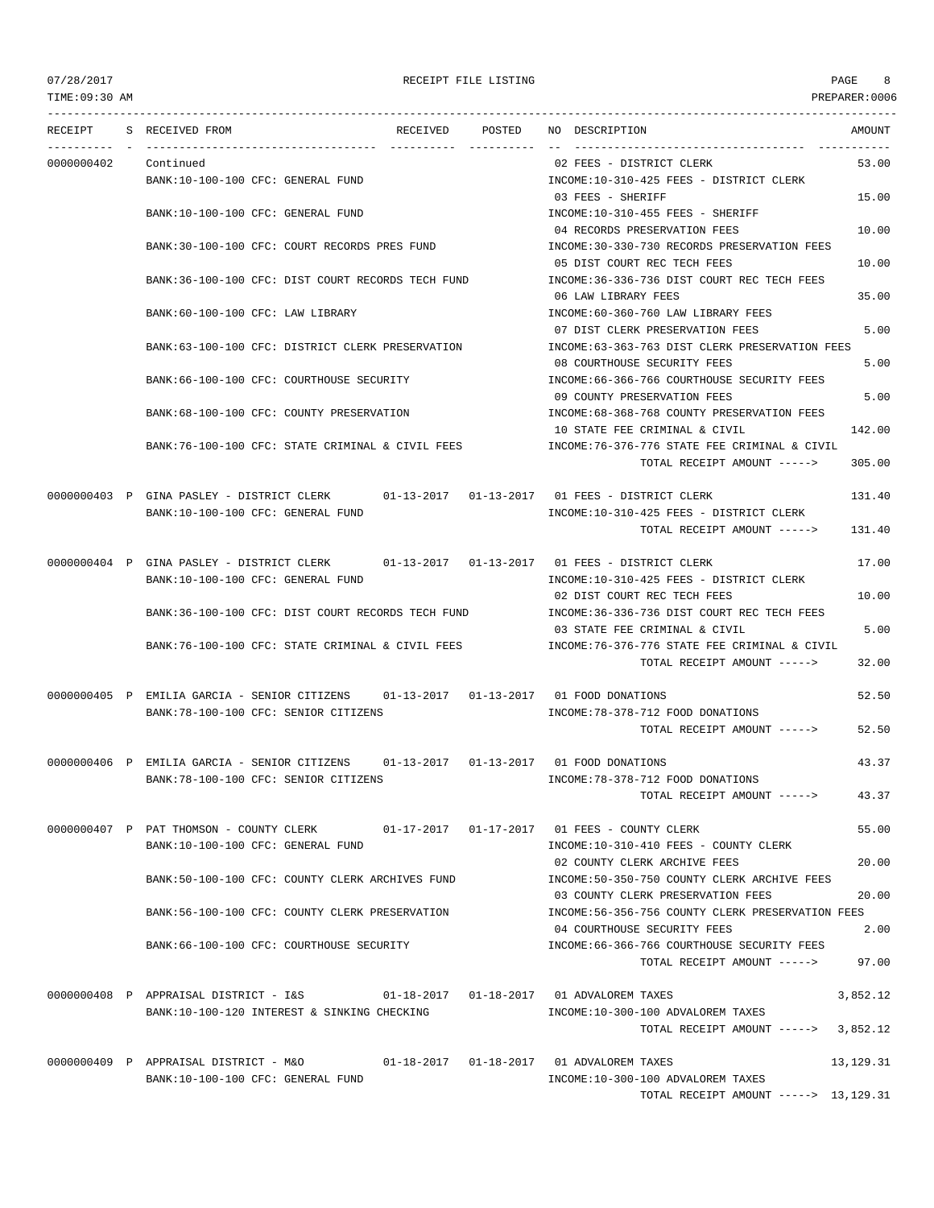RECEIPT FILE LISTING

| RECEIPT | S | RECEIVED FROM | RECEIVED | POSTED | NO | DESCRIPTION | AMOUNT |
|---|---|---|---|---|---|---|---|
| 0000000402 | | Continued | | | 02 | FEES - DISTRICT CLERK | 53.00 |
| | | BANK:10-100-100 CFC: GENERAL FUND | | | | INCOME:10-310-425 FEES - DISTRICT CLERK | |
| | | | | | 03 | FEES - SHERIFF | 15.00 |
| | | BANK:10-100-100 CFC: GENERAL FUND | | | | INCOME:10-310-455 FEES - SHERIFF | |
| | | | | | 04 | RECORDS PRESERVATION FEES | 10.00 |
| | | BANK:30-100-100 CFC: COURT RECORDS PRES FUND | | | | INCOME:30-330-730 RECORDS PRESERVATION FEES | |
| | | | | | 05 | DIST COURT REC TECH FEES | 10.00 |
| | | BANK:36-100-100 CFC: DIST COURT RECORDS TECH FUND | | | | INCOME:36-336-736 DIST COURT REC TECH FEES | |
| | | | | | 06 | LAW LIBRARY FEES | 35.00 |
| | | BANK:60-100-100 CFC: LAW LIBRARY | | | | INCOME:60-360-760 LAW LIBRARY FEES | |
| | | | | | 07 | DIST CLERK PRESERVATION FEES | 5.00 |
| | | BANK:63-100-100 CFC: DISTRICT CLERK PRESERVATION | | | | INCOME:63-363-763 DIST CLERK PRESERVATION FEES | |
| | | | | | 08 | COURTHOUSE SECURITY FEES | 5.00 |
| | | BANK:66-100-100 CFC: COURTHOUSE SECURITY | | | | INCOME:66-366-766 COURTHOUSE SECURITY FEES | |
| | | | | | 09 | COUNTY PRESERVATION FEES | 5.00 |
| | | BANK:68-100-100 CFC: COUNTY PRESERVATION | | | | INCOME:68-368-768 COUNTY PRESERVATION FEES | |
| | | | | | 10 | STATE FEE CRIMINAL & CIVIL | 142.00 |
| | | BANK:76-100-100 CFC: STATE CRIMINAL & CIVIL FEES | | | | INCOME:76-376-776 STATE FEE CRIMINAL & CIVIL | |
| | | | | | | TOTAL RECEIPT AMOUNT -----> | 305.00 |
| 0000000403 | P | GINA PASLEY - DISTRICT CLERK | 01-13-2017 | 01-13-2017 | 01 | FEES - DISTRICT CLERK | 131.40 |
| | | BANK:10-100-100 CFC: GENERAL FUND | | | | INCOME:10-310-425 FEES - DISTRICT CLERK | |
| | | | | | | TOTAL RECEIPT AMOUNT -----> | 131.40 |
| 0000000404 | P | GINA PASLEY - DISTRICT CLERK | 01-13-2017 | 01-13-2017 | 01 | FEES - DISTRICT CLERK | 17.00 |
| | | BANK:10-100-100 CFC: GENERAL FUND | | | | INCOME:10-310-425 FEES - DISTRICT CLERK | |
| | | | | | 02 | DIST COURT REC TECH FEES | 10.00 |
| | | BANK:36-100-100 CFC: DIST COURT RECORDS TECH FUND | | | | INCOME:36-336-736 DIST COURT REC TECH FEES | |
| | | | | | 03 | STATE FEE CRIMINAL & CIVIL | 5.00 |
| | | BANK:76-100-100 CFC: STATE CRIMINAL & CIVIL FEES | | | | INCOME:76-376-776 STATE FEE CRIMINAL & CIVIL | |
| | | | | | | TOTAL RECEIPT AMOUNT -----> | 32.00 |
| 0000000405 | P | EMILIA GARCIA - SENIOR CITIZENS | 01-13-2017 | 01-13-2017 | 01 | FOOD DONATIONS | 52.50 |
| | | BANK:78-100-100 CFC: SENIOR CITIZENS | | | | INCOME:78-378-712 FOOD DONATIONS | |
| | | | | | | TOTAL RECEIPT AMOUNT -----> | 52.50 |
| 0000000406 | P | EMILIA GARCIA - SENIOR CITIZENS | 01-13-2017 | 01-13-2017 | 01 | FOOD DONATIONS | 43.37 |
| | | BANK:78-100-100 CFC: SENIOR CITIZENS | | | | INCOME:78-378-712 FOOD DONATIONS | |
| | | | | | | TOTAL RECEIPT AMOUNT -----> | 43.37 |
| 0000000407 | P | PAT THOMSON - COUNTY CLERK | 01-17-2017 | 01-17-2017 | 01 | FEES - COUNTY CLERK | 55.00 |
| | | BANK:10-100-100 CFC: GENERAL FUND | | | | INCOME:10-310-410 FEES - COUNTY CLERK | |
| | | | | | 02 | COUNTY CLERK ARCHIVE FEES | 20.00 |
| | | BANK:50-100-100 CFC: COUNTY CLERK ARCHIVES FUND | | | | INCOME:50-350-750 COUNTY CLERK ARCHIVE FEES | |
| | | | | | 03 | COUNTY CLERK PRESERVATION FEES | 20.00 |
| | | BANK:56-100-100 CFC: COUNTY CLERK PRESERVATION | | | | INCOME:56-356-756 COUNTY CLERK PRESERVATION FEES | |
| | | | | | 04 | COURTHOUSE SECURITY FEES | 2.00 |
| | | BANK:66-100-100 CFC: COURTHOUSE SECURITY | | | | INCOME:66-366-766 COURTHOUSE SECURITY FEES | |
| | | | | | | TOTAL RECEIPT AMOUNT -----> | 97.00 |
| 0000000408 | P | APPRAISAL DISTRICT - I&S | 01-18-2017 | 01-18-2017 | 01 | ADVALOREM TAXES | 3,852.12 |
| | | BANK:10-100-120 INTEREST & SINKING CHECKING | | | | INCOME:10-300-100 ADVALOREM TAXES | |
| | | | | | | TOTAL RECEIPT AMOUNT -----> | 3,852.12 |
| 0000000409 | P | APPRAISAL DISTRICT - M&O | 01-18-2017 | 01-18-2017 | 01 | ADVALOREM TAXES | 13,129.31 |
| | | BANK:10-100-100 CFC: GENERAL FUND | | | | INCOME:10-300-100 ADVALOREM TAXES | |
| | | | | | | TOTAL RECEIPT AMOUNT -----> | 13,129.31 |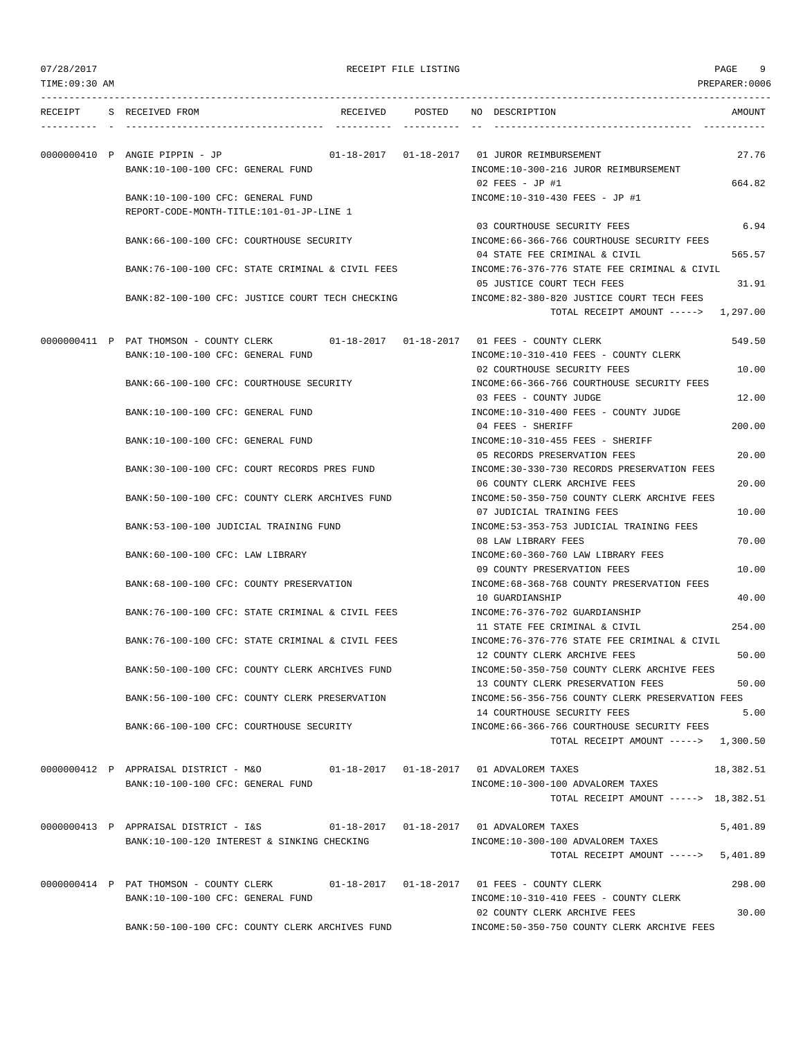RECEIPT FILE LISTING

| RECEIPT | S | RECEIVED FROM | RECEIVED | POSTED | NO | DESCRIPTION | AMOUNT |
|---|---|---|---|---|---|---|---|
| 0000000410 | P | ANGIE PIPPIN - JP | 01-18-2017 | 01-18-2017 | 01 | JUROR REIMBURSEMENT | 27.76 |
| | | BANK:10-100-100 CFC: GENERAL FUND | | | | INCOME:10-300-216 JUROR REIMBURSEMENT | |
| | | | | | 02 | FEES - JP #1 | 664.82 |
| | | BANK:10-100-100 CFC: GENERAL FUND | | | | INCOME:10-310-430 FEES - JP #1 | |
| | | REPORT-CODE-MONTH-TITLE:101-01-JP-LINE 1 | | | | | |
| | | | | | 03 | COURTHOUSE SECURITY FEES | 6.94 |
| | | BANK:66-100-100 CFC: COURTHOUSE SECURITY | | | | INCOME:66-366-766 COURTHOUSE SECURITY FEES | |
| | | | | | 04 | STATE FEE CRIMINAL & CIVIL | 565.57 |
| | | BANK:76-100-100 CFC: STATE CRIMINAL & CIVIL FEES | | | | INCOME:76-376-776 STATE FEE CRIMINAL & CIVIL | |
| | | | | | 05 | JUSTICE COURT TECH FEES | 31.91 |
| | | BANK:82-100-100 CFC: JUSTICE COURT TECH CHECKING | | | | INCOME:82-380-820 JUSTICE COURT TECH FEES | |
| | | | | | | TOTAL RECEIPT AMOUNT -----> | 1,297.00 |
| 0000000411 | P | PAT THOMSON - COUNTY CLERK | 01-18-2017 | 01-18-2017 | 01 | FEES - COUNTY CLERK | 549.50 |
| | | BANK:10-100-100 CFC: GENERAL FUND | | | | INCOME:10-310-410 FEES - COUNTY CLERK | |
| | | | | | 02 | COURTHOUSE SECURITY FEES | 10.00 |
| | | BANK:66-100-100 CFC: COURTHOUSE SECURITY | | | | INCOME:66-366-766 COURTHOUSE SECURITY FEES | |
| | | | | | 03 | FEES - COUNTY JUDGE | 12.00 |
| | | BANK:10-100-100 CFC: GENERAL FUND | | | | INCOME:10-310-400 FEES - COUNTY JUDGE | |
| | | | | | 04 | FEES - SHERIFF | 200.00 |
| | | BANK:10-100-100 CFC: GENERAL FUND | | | | INCOME:10-310-455 FEES - SHERIFF | |
| | | | | | 05 | RECORDS PRESERVATION FEES | 20.00 |
| | | BANK:30-100-100 CFC: COURT RECORDS PRES FUND | | | | INCOME:30-330-730 RECORDS PRESERVATION FEES | |
| | | | | | 06 | COUNTY CLERK ARCHIVE FEES | 20.00 |
| | | BANK:50-100-100 CFC: COUNTY CLERK ARCHIVES FUND | | | | INCOME:50-350-750 COUNTY CLERK ARCHIVE FEES | |
| | | | | | 07 | JUDICIAL TRAINING FEES | 10.00 |
| | | BANK:53-100-100 JUDICIAL TRAINING FUND | | | | INCOME:53-353-753 JUDICIAL TRAINING FEES | |
| | | | | | 08 | LAW LIBRARY FEES | 70.00 |
| | | BANK:60-100-100 CFC: LAW LIBRARY | | | | INCOME:60-360-760 LAW LIBRARY FEES | |
| | | | | | 09 | COUNTY PRESERVATION FEES | 10.00 |
| | | BANK:68-100-100 CFC: COUNTY PRESERVATION | | | | INCOME:68-368-768 COUNTY PRESERVATION FEES | |
| | | | | | 10 | GUARDIANSHIP | 40.00 |
| | | BANK:76-100-100 CFC: STATE CRIMINAL & CIVIL FEES | | | | INCOME:76-376-702 GUARDIANSHIP | |
| | | | | | 11 | STATE FEE CRIMINAL & CIVIL | 254.00 |
| | | BANK:76-100-100 CFC: STATE CRIMINAL & CIVIL FEES | | | | INCOME:76-376-776 STATE FEE CRIMINAL & CIVIL | |
| | | | | | 12 | COUNTY CLERK ARCHIVE FEES | 50.00 |
| | | BANK:50-100-100 CFC: COUNTY CLERK ARCHIVES FUND | | | | INCOME:50-350-750 COUNTY CLERK ARCHIVE FEES | |
| | | | | | 13 | COUNTY CLERK PRESERVATION FEES | 50.00 |
| | | BANK:56-100-100 CFC: COUNTY CLERK PRESERVATION | | | | INCOME:56-356-756 COUNTY CLERK PRESERVATION FEES | |
| | | | | | 14 | COURTHOUSE SECURITY FEES | 5.00 |
| | | BANK:66-100-100 CFC: COURTHOUSE SECURITY | | | | INCOME:66-366-766 COURTHOUSE SECURITY FEES | |
| | | | | | | TOTAL RECEIPT AMOUNT -----> | 1,300.50 |
| 0000000412 | P | APPRAISAL DISTRICT - M&O | 01-18-2017 | 01-18-2017 | 01 | ADVALOREM TAXES | 18,382.51 |
| | | BANK:10-100-100 CFC: GENERAL FUND | | | | INCOME:10-300-100 ADVALOREM TAXES | |
| | | | | | | TOTAL RECEIPT AMOUNT -----> | 18,382.51 |
| 0000000413 | P | APPRAISAL DISTRICT - I&S | 01-18-2017 | 01-18-2017 | 01 | ADVALOREM TAXES | 5,401.89 |
| | | BANK:10-100-120 INTEREST & SINKING CHECKING | | | | INCOME:10-300-100 ADVALOREM TAXES | |
| | | | | | | TOTAL RECEIPT AMOUNT -----> | 5,401.89 |
| 0000000414 | P | PAT THOMSON - COUNTY CLERK | 01-18-2017 | 01-18-2017 | 01 | FEES - COUNTY CLERK | 298.00 |
| | | BANK:10-100-100 CFC: GENERAL FUND | | | | INCOME:10-310-410 FEES - COUNTY CLERK | |
| | | | | | 02 | COUNTY CLERK ARCHIVE FEES | 30.00 |
| | | BANK:50-100-100 CFC: COUNTY CLERK ARCHIVES FUND | | | | INCOME:50-350-750 COUNTY CLERK ARCHIVE FEES | |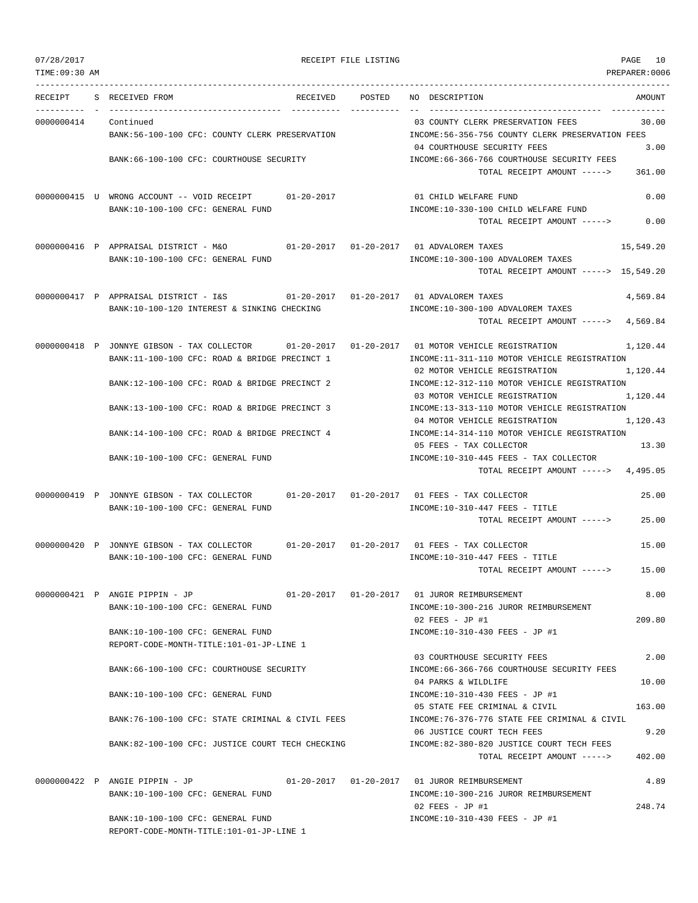RECEIPT FILE LISTING

| RECEIPT | S | RECEIVED FROM | RECEIVED | POSTED | NO | DESCRIPTION | AMOUNT |
|---|---|---|---|---|---|---|---|
| 0000000414 | | Continued | | | 03 | COUNTY CLERK PRESERVATION FEES | 30.00 |
| | | BANK:56-100-100 CFC: COUNTY CLERK PRESERVATION | | | | INCOME:56-356-756 COUNTY CLERK PRESERVATION FEES | |
| | | | | | 04 | COURTHOUSE SECURITY FEES | 3.00 |
| | | BANK:66-100-100 CFC: COURTHOUSE SECURITY | | | | INCOME:66-366-766 COURTHOUSE SECURITY FEES | |
| | | | | | | TOTAL RECEIPT AMOUNT -----> | 361.00 |
| 0000000415 | U | WRONG ACCOUNT -- VOID RECEIPT | 01-20-2017 | | 01 | CHILD WELFARE FUND | 0.00 |
| | | BANK:10-100-100 CFC: GENERAL FUND | | | | INCOME:10-330-100 CHILD WELFARE FUND | |
| | | | | | | TOTAL RECEIPT AMOUNT -----> | 0.00 |
| 0000000416 | P | APPRAISAL DISTRICT - M&O | 01-20-2017 | 01-20-2017 | 01 | ADVALOREM TAXES | 15,549.20 |
| | | BANK:10-100-100 CFC: GENERAL FUND | | | | INCOME:10-300-100 ADVALOREM TAXES | |
| | | | | | | TOTAL RECEIPT AMOUNT -----> | 15,549.20 |
| 0000000417 | P | APPRAISAL DISTRICT - I&S | 01-20-2017 | 01-20-2017 | 01 | ADVALOREM TAXES | 4,569.84 |
| | | BANK:10-100-120 INTEREST & SINKING CHECKING | | | | INCOME:10-300-100 ADVALOREM TAXES | |
| | | | | | | TOTAL RECEIPT AMOUNT -----> | 4,569.84 |
| 0000000418 | P | JONNYE GIBSON - TAX COLLECTOR | 01-20-2017 | 01-20-2017 | 01 | MOTOR VEHICLE REGISTRATION | 1,120.44 |
| | | BANK:11-100-100 CFC: ROAD & BRIDGE PRECINCT 1 | | | | INCOME:11-311-110 MOTOR VEHICLE REGISTRATION | |
| | | | | | 02 | MOTOR VEHICLE REGISTRATION | 1,120.44 |
| | | BANK:12-100-100 CFC: ROAD & BRIDGE PRECINCT 2 | | | | INCOME:12-312-110 MOTOR VEHICLE REGISTRATION | |
| | | | | | 03 | MOTOR VEHICLE REGISTRATION | 1,120.44 |
| | | BANK:13-100-100 CFC: ROAD & BRIDGE PRECINCT 3 | | | | INCOME:13-313-110 MOTOR VEHICLE REGISTRATION | |
| | | | | | 04 | MOTOR VEHICLE REGISTRATION | 1,120.43 |
| | | BANK:14-100-100 CFC: ROAD & BRIDGE PRECINCT 4 | | | | INCOME:14-314-110 MOTOR VEHICLE REGISTRATION | |
| | | | | | 05 | FEES - TAX COLLECTOR | 13.30 |
| | | BANK:10-100-100 CFC: GENERAL FUND | | | | INCOME:10-310-445 FEES - TAX COLLECTOR | |
| | | | | | | TOTAL RECEIPT AMOUNT -----> | 4,495.05 |
| 0000000419 | P | JONNYE GIBSON - TAX COLLECTOR | 01-20-2017 | 01-20-2017 | 01 | FEES - TAX COLLECTOR | 25.00 |
| | | BANK:10-100-100 CFC: GENERAL FUND | | | | INCOME:10-310-447 FEES - TITLE | |
| | | | | | | TOTAL RECEIPT AMOUNT -----> | 25.00 |
| 0000000420 | P | JONNYE GIBSON - TAX COLLECTOR | 01-20-2017 | 01-20-2017 | 01 | FEES - TAX COLLECTOR | 15.00 |
| | | BANK:10-100-100 CFC: GENERAL FUND | | | | INCOME:10-310-447 FEES - TITLE | |
| | | | | | | TOTAL RECEIPT AMOUNT -----> | 15.00 |
| 0000000421 | P | ANGIE PIPPIN - JP | 01-20-2017 | 01-20-2017 | 01 | JUROR REIMBURSEMENT | 8.00 |
| | | BANK:10-100-100 CFC: GENERAL FUND | | | | INCOME:10-300-216 JUROR REIMBURSEMENT | |
| | | | | | 02 | FEES - JP #1 | 209.80 |
| | | BANK:10-100-100 CFC: GENERAL FUND | | | | INCOME:10-310-430 FEES - JP #1 | |
| | | REPORT-CODE-MONTH-TITLE:101-01-JP-LINE 1 | | | | | |
| | | | | | 03 | COURTHOUSE SECURITY FEES | 2.00 |
| | | BANK:66-100-100 CFC: COURTHOUSE SECURITY | | | | INCOME:66-366-766 COURTHOUSE SECURITY FEES | |
| | | | | | 04 | PARKS & WILDLIFE | 10.00 |
| | | BANK:10-100-100 CFC: GENERAL FUND | | | | INCOME:10-310-430 FEES - JP #1 | |
| | | | | | 05 | STATE FEE CRIMINAL & CIVIL | 163.00 |
| | | BANK:76-100-100 CFC: STATE CRIMINAL & CIVIL FEES | | | | INCOME:76-376-776 STATE FEE CRIMINAL & CIVIL | |
| | | | | | 06 | JUSTICE COURT TECH FEES | 9.20 |
| | | BANK:82-100-100 CFC: JUSTICE COURT TECH CHECKING | | | | INCOME:82-380-820 JUSTICE COURT TECH FEES | |
| | | | | | | TOTAL RECEIPT AMOUNT -----> | 402.00 |
| 0000000422 | P | ANGIE PIPPIN - JP | 01-20-2017 | 01-20-2017 | 01 | JUROR REIMBURSEMENT | 4.89 |
| | | BANK:10-100-100 CFC: GENERAL FUND | | | | INCOME:10-300-216 JUROR REIMBURSEMENT | |
| | | | | | 02 | FEES - JP #1 | 248.74 |
| | | BANK:10-100-100 CFC: GENERAL FUND | | | | INCOME:10-310-430 FEES - JP #1 | |
| | | REPORT-CODE-MONTH-TITLE:101-01-JP-LINE 1 | | | | | |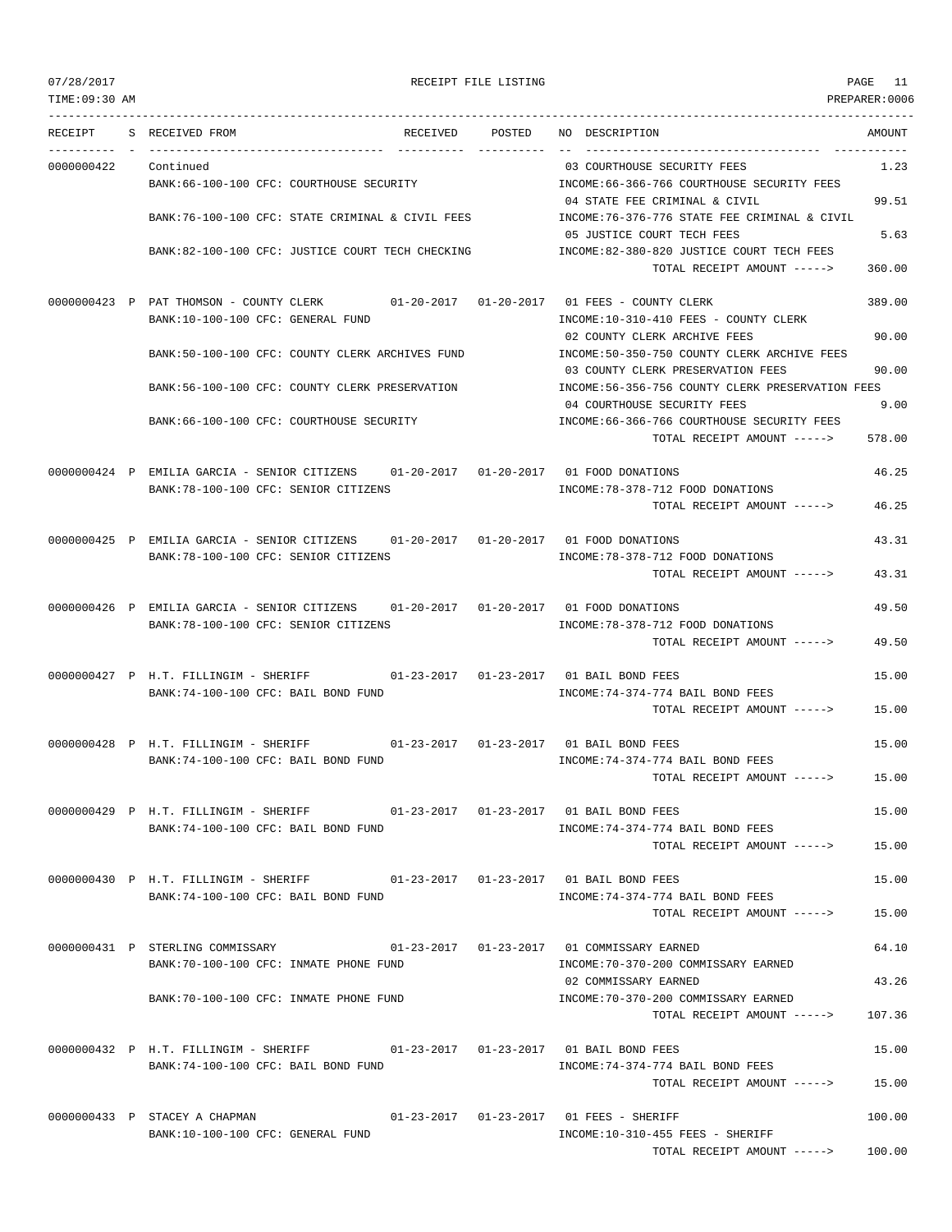| RECEIPT | S | RECEIVED FROM | RECEIVED | POSTED | NO | DESCRIPTION | AMOUNT |
|---|---|---|---|---|---|---|---|
| 0000000422 | | Continued | | | 03 | COURTHOUSE SECURITY FEES | 1.23 |
| | | BANK:66-100-100 CFC: COURTHOUSE SECURITY | | | | INCOME:66-366-766 COURTHOUSE SECURITY FEES | |
| | | | | | 04 | STATE FEE CRIMINAL & CIVIL | 99.51 |
| | | BANK:76-100-100 CFC: STATE CRIMINAL & CIVIL FEES | | | | INCOME:76-376-776 STATE FEE CRIMINAL & CIVIL | |
| | | | | | 05 | JUSTICE COURT TECH FEES | 5.63 |
| | | BANK:82-100-100 CFC: JUSTICE COURT TECH CHECKING | | | | INCOME:82-380-820 JUSTICE COURT TECH FEES | |
| | | | | | | TOTAL RECEIPT AMOUNT -----> | 360.00 |
| 0000000423 | P | PAT THOMSON - COUNTY CLERK | 01-20-2017 | 01-20-2017 | 01 | FEES - COUNTY CLERK | 389.00 |
| | | BANK:10-100-100 CFC: GENERAL FUND | | | | INCOME:10-310-410 FEES - COUNTY CLERK | |
| | | | | | 02 | COUNTY CLERK ARCHIVE FEES | 90.00 |
| | | BANK:50-100-100 CFC: COUNTY CLERK ARCHIVES FUND | | | | INCOME:50-350-750 COUNTY CLERK ARCHIVE FEES | |
| | | | | | 03 | COUNTY CLERK PRESERVATION FEES | 90.00 |
| | | BANK:56-100-100 CFC: COUNTY CLERK PRESERVATION | | | | INCOME:56-356-756 COUNTY CLERK PRESERVATION FEES | |
| | | | | | 04 | COURTHOUSE SECURITY FEES | 9.00 |
| | | BANK:66-100-100 CFC: COURTHOUSE SECURITY | | | | INCOME:66-366-766 COURTHOUSE SECURITY FEES | |
| | | | | | | TOTAL RECEIPT AMOUNT -----> | 578.00 |
| 0000000424 | P | EMILIA GARCIA - SENIOR CITIZENS | 01-20-2017 | 01-20-2017 | 01 | FOOD DONATIONS | 46.25 |
| | | BANK:78-100-100 CFC: SENIOR CITIZENS | | | | INCOME:78-378-712 FOOD DONATIONS | |
| | | | | | | TOTAL RECEIPT AMOUNT -----> | 46.25 |
| 0000000425 | P | EMILIA GARCIA - SENIOR CITIZENS | 01-20-2017 | 01-20-2017 | 01 | FOOD DONATIONS | 43.31 |
| | | BANK:78-100-100 CFC: SENIOR CITIZENS | | | | INCOME:78-378-712 FOOD DONATIONS | |
| | | | | | | TOTAL RECEIPT AMOUNT -----> | 43.31 |
| 0000000426 | P | EMILIA GARCIA - SENIOR CITIZENS | 01-20-2017 | 01-20-2017 | 01 | FOOD DONATIONS | 49.50 |
| | | BANK:78-100-100 CFC: SENIOR CITIZENS | | | | INCOME:78-378-712 FOOD DONATIONS | |
| | | | | | | TOTAL RECEIPT AMOUNT -----> | 49.50 |
| 0000000427 | P | H.T. FILLINGIM - SHERIFF | 01-23-2017 | 01-23-2017 | 01 | BAIL BOND FEES | 15.00 |
| | | BANK:74-100-100 CFC: BAIL BOND FUND | | | | INCOME:74-374-774 BAIL BOND FEES | |
| | | | | | | TOTAL RECEIPT AMOUNT -----> | 15.00 |
| 0000000428 | P | H.T. FILLINGIM - SHERIFF | 01-23-2017 | 01-23-2017 | 01 | BAIL BOND FEES | 15.00 |
| | | BANK:74-100-100 CFC: BAIL BOND FUND | | | | INCOME:74-374-774 BAIL BOND FEES | |
| | | | | | | TOTAL RECEIPT AMOUNT -----> | 15.00 |
| 0000000429 | P | H.T. FILLINGIM - SHERIFF | 01-23-2017 | 01-23-2017 | 01 | BAIL BOND FEES | 15.00 |
| | | BANK:74-100-100 CFC: BAIL BOND FUND | | | | INCOME:74-374-774 BAIL BOND FEES | |
| | | | | | | TOTAL RECEIPT AMOUNT -----> | 15.00 |
| 0000000430 | P | H.T. FILLINGIM - SHERIFF | 01-23-2017 | 01-23-2017 | 01 | BAIL BOND FEES | 15.00 |
| | | BANK:74-100-100 CFC: BAIL BOND FUND | | | | INCOME:74-374-774 BAIL BOND FEES | |
| | | | | | | TOTAL RECEIPT AMOUNT -----> | 15.00 |
| 0000000431 | P | STERLING COMMISSARY | 01-23-2017 | 01-23-2017 | 01 | COMMISSARY EARNED | 64.10 |
| | | BANK:70-100-100 CFC: INMATE PHONE FUND | | | | INCOME:70-370-200 COMMISSARY EARNED | |
| | | | | | 02 | COMMISSARY EARNED | 43.26 |
| | | BANK:70-100-100 CFC: INMATE PHONE FUND | | | | INCOME:70-370-200 COMMISSARY EARNED | |
| | | | | | | TOTAL RECEIPT AMOUNT -----> | 107.36 |
| 0000000432 | P | H.T. FILLINGIM - SHERIFF | 01-23-2017 | 01-23-2017 | 01 | BAIL BOND FEES | 15.00 |
| | | BANK:74-100-100 CFC: BAIL BOND FUND | | | | INCOME:74-374-774 BAIL BOND FEES | |
| | | | | | | TOTAL RECEIPT AMOUNT -----> | 15.00 |
| 0000000433 | P | STACEY A CHAPMAN | 01-23-2017 | 01-23-2017 | 01 | FEES - SHERIFF | 100.00 |
| | | BANK:10-100-100 CFC: GENERAL FUND | | | | INCOME:10-310-455 FEES - SHERIFF | |
| | | | | | | TOTAL RECEIPT AMOUNT -----> | 100.00 |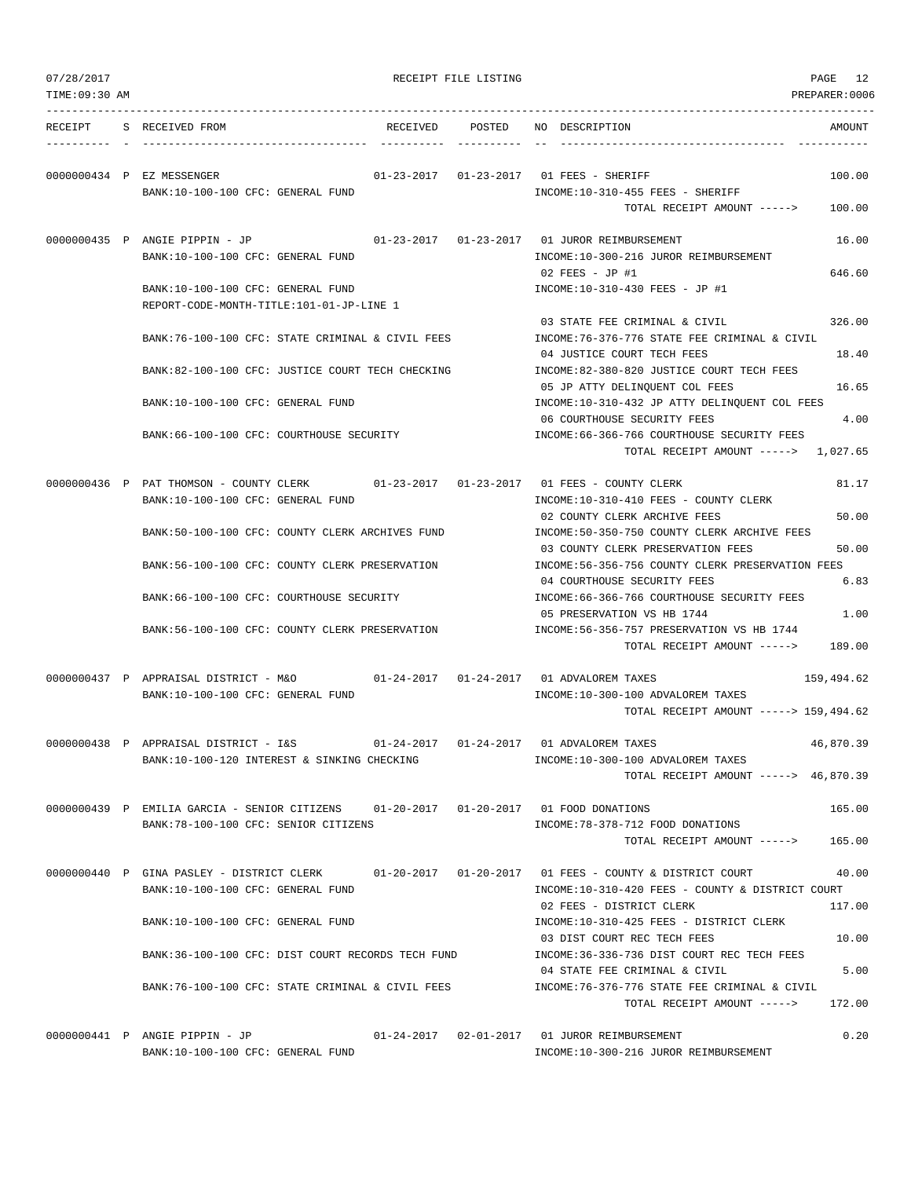RECEIPT FILE LISTING

PREPARER:0006

| RECEIPT | S | RECEIVED FROM | RECEIVED | POSTED | NO | DESCRIPTION | AMOUNT |
|---|---|---|---|---|---|---|---|
| 0000000434 | P | EZ MESSENGER | 01-23-2017 | 01-23-2017 | 01 | FEES - SHERIFF | 100.00 |
| | | BANK:10-100-100 CFC: GENERAL FUND | | | | INCOME:10-310-455 FEES - SHERIFF | |
| | | | | | | TOTAL RECEIPT AMOUNT -----> | 100.00 |
| 0000000435 | P | ANGIE PIPPIN - JP | 01-23-2017 | 01-23-2017 | 01 | JUROR REIMBURSEMENT | 16.00 |
| | | BANK:10-100-100 CFC: GENERAL FUND | | | | INCOME:10-300-216 JUROR REIMBURSEMENT | |
| | | | | | 02 | FEES - JP #1 | 646.60 |
| | | BANK:10-100-100 CFC: GENERAL FUND | | | | INCOME:10-310-430 FEES - JP #1 | |
| | | REPORT-CODE-MONTH-TITLE:101-01-JP-LINE 1 | | | | | |
| | | | | | 03 | STATE FEE CRIMINAL & CIVIL | 326.00 |
| | | BANK:76-100-100 CFC: STATE CRIMINAL & CIVIL FEES | | | | INCOME:76-376-776 STATE FEE CRIMINAL & CIVIL | |
| | | | | | 04 | JUSTICE COURT TECH FEES | 18.40 |
| | | BANK:82-100-100 CFC: JUSTICE COURT TECH CHECKING | | | | INCOME:82-380-820 JUSTICE COURT TECH FEES | |
| | | | | | 05 | JP ATTY DELINQUENT COL FEES | 16.65 |
| | | BANK:10-100-100 CFC: GENERAL FUND | | | | INCOME:10-310-432 JP ATTY DELINQUENT COL FEES | |
| | | | | | 06 | COURTHOUSE SECURITY FEES | 4.00 |
| | | BANK:66-100-100 CFC: COURTHOUSE SECURITY | | | | INCOME:66-366-766 COURTHOUSE SECURITY FEES | |
| | | | | | | TOTAL RECEIPT AMOUNT -----> | 1,027.65 |
| 0000000436 | P | PAT THOMSON - COUNTY CLERK | 01-23-2017 | 01-23-2017 | 01 | FEES - COUNTY CLERK | 81.17 |
| | | BANK:10-100-100 CFC: GENERAL FUND | | | | INCOME:10-310-410 FEES - COUNTY CLERK | |
| | | | | | 02 | COUNTY CLERK ARCHIVE FEES | 50.00 |
| | | BANK:50-100-100 CFC: COUNTY CLERK ARCHIVES FUND | | | | INCOME:50-350-750 COUNTY CLERK ARCHIVE FEES | |
| | | | | | 03 | COUNTY CLERK PRESERVATION FEES | 50.00 |
| | | BANK:56-100-100 CFC: COUNTY CLERK PRESERVATION | | | | INCOME:56-356-756 COUNTY CLERK PRESERVATION FEES | |
| | | | | | 04 | COURTHOUSE SECURITY FEES | 6.83 |
| | | BANK:66-100-100 CFC: COURTHOUSE SECURITY | | | | INCOME:66-366-766 COURTHOUSE SECURITY FEES | |
| | | | | | 05 | PRESERVATION VS HB 1744 | 1.00 |
| | | BANK:56-100-100 CFC: COUNTY CLERK PRESERVATION | | | | INCOME:56-356-757 PRESERVATION VS HB 1744 | |
| | | | | | | TOTAL RECEIPT AMOUNT -----> | 189.00 |
| 0000000437 | P | APPRAISAL DISTRICT - M&O | 01-24-2017 | 01-24-2017 | 01 | ADVALOREM TAXES | 159,494.62 |
| | | BANK:10-100-100 CFC: GENERAL FUND | | | | INCOME:10-300-100 ADVALOREM TAXES | |
| | | | | | | TOTAL RECEIPT AMOUNT -----> | 159,494.62 |
| 0000000438 | P | APPRAISAL DISTRICT - I&S | 01-24-2017 | 01-24-2017 | 01 | ADVALOREM TAXES | 46,870.39 |
| | | BANK:10-100-120 INTEREST & SINKING CHECKING | | | | INCOME:10-300-100 ADVALOREM TAXES | |
| | | | | | | TOTAL RECEIPT AMOUNT -----> | 46,870.39 |
| 0000000439 | P | EMILIA GARCIA - SENIOR CITIZENS | 01-20-2017 | 01-20-2017 | 01 | FOOD DONATIONS | 165.00 |
| | | BANK:78-100-100 CFC: SENIOR CITIZENS | | | | INCOME:78-378-712 FOOD DONATIONS | |
| | | | | | | TOTAL RECEIPT AMOUNT -----> | 165.00 |
| 0000000440 | P | GINA PASLEY - DISTRICT CLERK | 01-20-2017 | 01-20-2017 | 01 | FEES - COUNTY & DISTRICT COURT | 40.00 |
| | | BANK:10-100-100 CFC: GENERAL FUND | | | | INCOME:10-310-420 FEES - COUNTY & DISTRICT COURT | |
| | | | | | 02 | FEES - DISTRICT CLERK | 117.00 |
| | | BANK:10-100-100 CFC: GENERAL FUND | | | | INCOME:10-310-425 FEES - DISTRICT CLERK | |
| | | | | | 03 | DIST COURT REC TECH FEES | 10.00 |
| | | BANK:36-100-100 CFC: DIST COURT RECORDS TECH FUND | | | | INCOME:36-336-736 DIST COURT REC TECH FEES | |
| | | | | | 04 | STATE FEE CRIMINAL & CIVIL | 5.00 |
| | | BANK:76-100-100 CFC: STATE CRIMINAL & CIVIL FEES | | | | INCOME:76-376-776 STATE FEE CRIMINAL & CIVIL | |
| | | | | | | TOTAL RECEIPT AMOUNT -----> | 172.00 |
| 0000000441 | P | ANGIE PIPPIN - JP | 01-24-2017 | 02-01-2017 | 01 | JUROR REIMBURSEMENT | 0.20 |
| | | BANK:10-100-100 CFC: GENERAL FUND | | | | INCOME:10-300-216 JUROR REIMBURSEMENT | |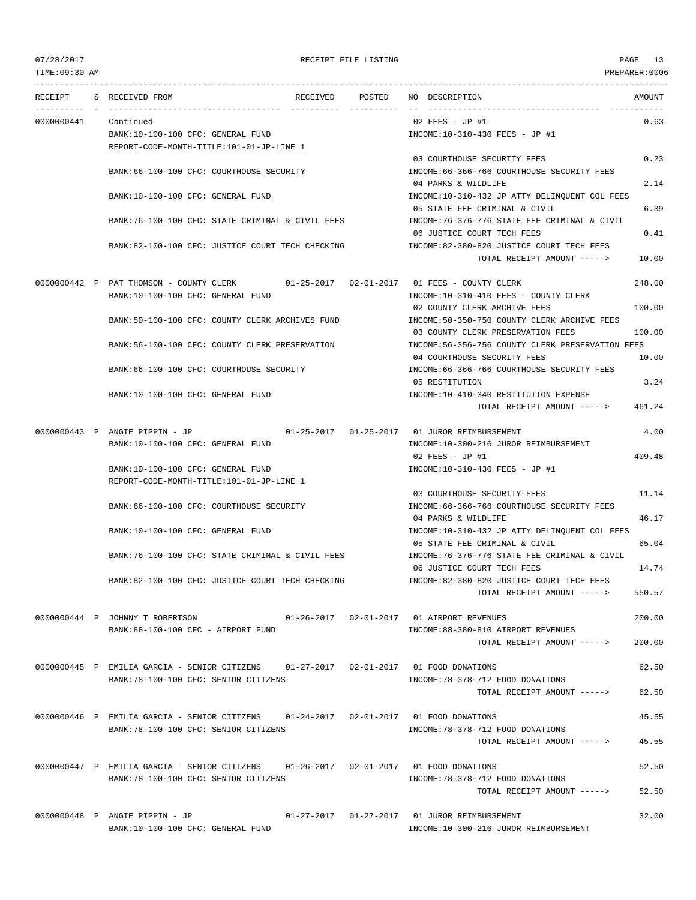RECEIPT FILE LISTING

| RECEIPT | S | RECEIVED FROM | RECEIVED | POSTED | NO | DESCRIPTION | AMOUNT |
|---|---|---|---|---|---|---|---|
| 0000000441 | | Continued | | | 02 | FEES - JP #1 | 0.63 |
| | | BANK:10-100-100 CFC: GENERAL FUND | | | | INCOME:10-310-430 FEES - JP #1 | |
| | | REPORT-CODE-MONTH-TITLE:101-01-JP-LINE 1 | | | | | |
| | | | | | 03 | COURTHOUSE SECURITY FEES | 0.23 |
| | | BANK:66-100-100 CFC: COURTHOUSE SECURITY | | | | INCOME:66-366-766 COURTHOUSE SECURITY FEES | |
| | | | | | 04 | PARKS & WILDLIFE | 2.14 |
| | | BANK:10-100-100 CFC: GENERAL FUND | | | | INCOME:10-310-432 JP ATTY DELINQUENT COL FEES | |
| | | | | | 05 | STATE FEE CRIMINAL & CIVIL | 6.39 |
| | | BANK:76-100-100 CFC: STATE CRIMINAL & CIVIL FEES | | | | INCOME:76-376-776 STATE FEE CRIMINAL & CIVIL | |
| | | | | | 06 | JUSTICE COURT TECH FEES | 0.41 |
| | | BANK:82-100-100 CFC: JUSTICE COURT TECH CHECKING | | | | INCOME:82-380-820 JUSTICE COURT TECH FEES | |
| | | | | | | TOTAL RECEIPT AMOUNT -----> | 10.00 |
| 0000000442 | P | PAT THOMSON - COUNTY CLERK | 01-25-2017 | 02-01-2017 | 01 | FEES - COUNTY CLERK | 248.00 |
| | | BANK:10-100-100 CFC: GENERAL FUND | | | | INCOME:10-310-410 FEES - COUNTY CLERK | |
| | | | | | 02 | COUNTY CLERK ARCHIVE FEES | 100.00 |
| | | BANK:50-100-100 CFC: COUNTY CLERK ARCHIVES FUND | | | | INCOME:50-350-750 COUNTY CLERK ARCHIVE FEES | |
| | | | | | 03 | COUNTY CLERK PRESERVATION FEES | 100.00 |
| | | BANK:56-100-100 CFC: COUNTY CLERK PRESERVATION | | | | INCOME:56-356-756 COUNTY CLERK PRESERVATION FEES | |
| | | | | | 04 | COURTHOUSE SECURITY FEES | 10.00 |
| | | BANK:66-100-100 CFC: COURTHOUSE SECURITY | | | | INCOME:66-366-766 COURTHOUSE SECURITY FEES | |
| | | | | | 05 | RESTITUTION | 3.24 |
| | | BANK:10-100-100 CFC: GENERAL FUND | | | | INCOME:10-410-340 RESTITUTION EXPENSE | |
| | | | | | | TOTAL RECEIPT AMOUNT -----> | 461.24 |
| 0000000443 | P | ANGIE PIPPIN - JP | 01-25-2017 | 01-25-2017 | 01 | JUROR REIMBURSEMENT | 4.00 |
| | | BANK:10-100-100 CFC: GENERAL FUND | | | | INCOME:10-300-216 JUROR REIMBURSEMENT | |
| | | | | | 02 | FEES - JP #1 | 409.48 |
| | | BANK:10-100-100 CFC: GENERAL FUND | | | | INCOME:10-310-430 FEES - JP #1 | |
| | | REPORT-CODE-MONTH-TITLE:101-01-JP-LINE 1 | | | | | |
| | | | | | 03 | COURTHOUSE SECURITY FEES | 11.14 |
| | | BANK:66-100-100 CFC: COURTHOUSE SECURITY | | | | INCOME:66-366-766 COURTHOUSE SECURITY FEES | |
| | | | | | 04 | PARKS & WILDLIFE | 46.17 |
| | | BANK:10-100-100 CFC: GENERAL FUND | | | | INCOME:10-310-432 JP ATTY DELINQUENT COL FEES | |
| | | | | | 05 | STATE FEE CRIMINAL & CIVIL | 65.04 |
| | | BANK:76-100-100 CFC: STATE CRIMINAL & CIVIL FEES | | | | INCOME:76-376-776 STATE FEE CRIMINAL & CIVIL | |
| | | | | | 06 | JUSTICE COURT TECH FEES | 14.74 |
| | | BANK:82-100-100 CFC: JUSTICE COURT TECH CHECKING | | | | INCOME:82-380-820 JUSTICE COURT TECH FEES | |
| | | | | | | TOTAL RECEIPT AMOUNT -----> | 550.57 |
| 0000000444 | P | JOHNNY T ROBERTSON | 01-26-2017 | 02-01-2017 | 01 | AIRPORT REVENUES | 200.00 |
| | | BANK:88-100-100 CFC - AIRPORT FUND | | | | INCOME:88-380-810 AIRPORT REVENUES | |
| | | | | | | TOTAL RECEIPT AMOUNT -----> | 200.00 |
| 0000000445 | P | EMILIA GARCIA - SENIOR CITIZENS | 01-27-2017 | 02-01-2017 | 01 | FOOD DONATIONS | 62.50 |
| | | BANK:78-100-100 CFC: SENIOR CITIZENS | | | | INCOME:78-378-712 FOOD DONATIONS | |
| | | | | | | TOTAL RECEIPT AMOUNT -----> | 62.50 |
| 0000000446 | P | EMILIA GARCIA - SENIOR CITIZENS | 01-24-2017 | 02-01-2017 | 01 | FOOD DONATIONS | 45.55 |
| | | BANK:78-100-100 CFC: SENIOR CITIZENS | | | | INCOME:78-378-712 FOOD DONATIONS | |
| | | | | | | TOTAL RECEIPT AMOUNT -----> | 45.55 |
| 0000000447 | P | EMILIA GARCIA - SENIOR CITIZENS | 01-26-2017 | 02-01-2017 | 01 | FOOD DONATIONS | 52.50 |
| | | BANK:78-100-100 CFC: SENIOR CITIZENS | | | | INCOME:78-378-712 FOOD DONATIONS | |
| | | | | | | TOTAL RECEIPT AMOUNT -----> | 52.50 |
| 0000000448 | P | ANGIE PIPPIN - JP | 01-27-2017 | 01-27-2017 | 01 | JUROR REIMBURSEMENT | 32.00 |
| | | BANK:10-100-100 CFC: GENERAL FUND | | | | INCOME:10-300-216 JUROR REIMBURSEMENT | |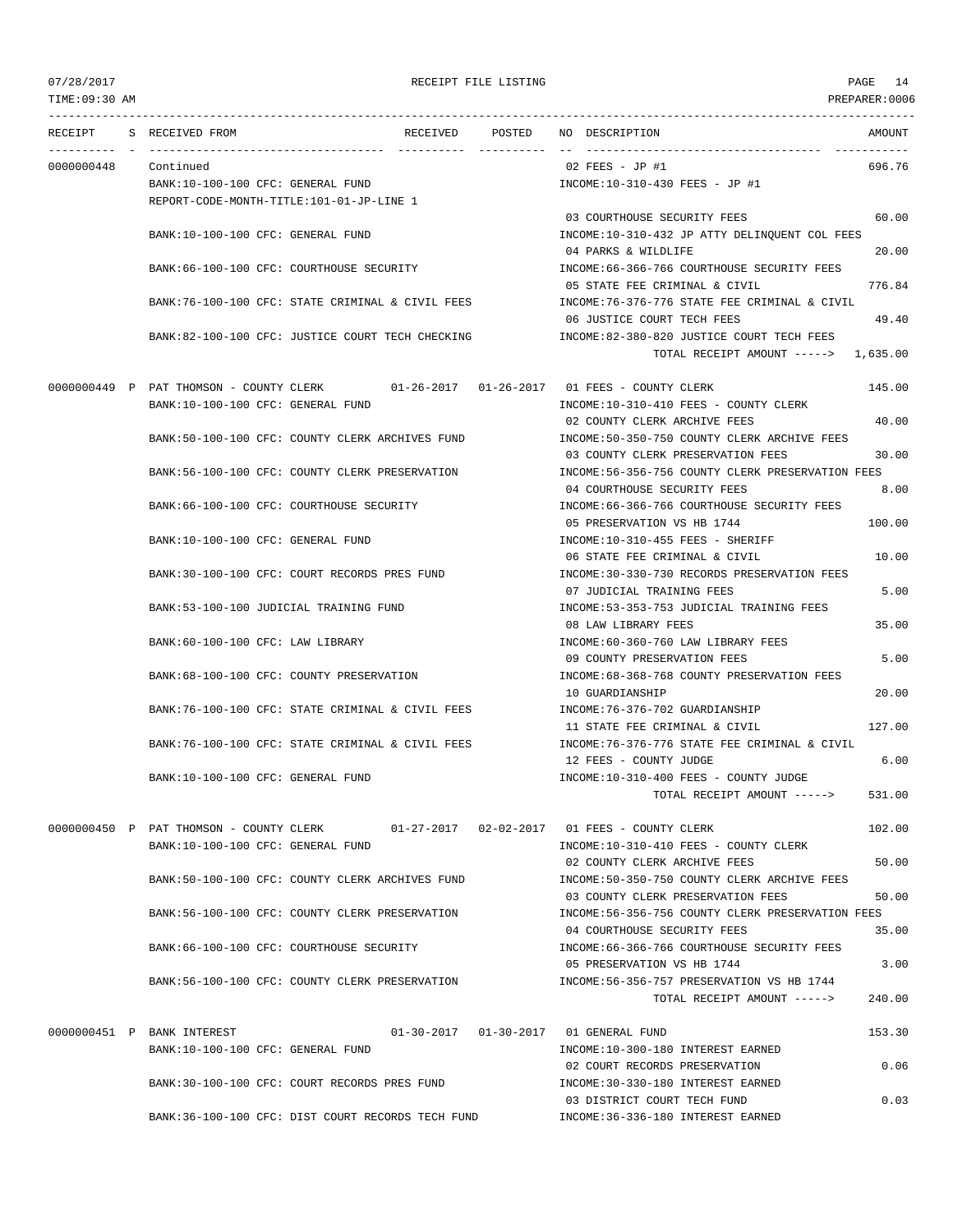07/28/2017 RECEIPT FILE LISTING PAGE 14
TIME:09:30 AM PREPARER:0006

| RECEIPT | S | RECEIVED FROM | RECEIVED | POSTED | NO | DESCRIPTION | AMOUNT |
|---|---|---|---|---|---|---|---|
| 0000000448 | | Continued | | | 02 | FEES - JP #1 | 696.76 |
| | | BANK:10-100-100 CFC: GENERAL FUND | | | | INCOME:10-310-430 FEES - JP #1 | |
| | | REPORT-CODE-MONTH-TITLE:101-01-JP-LINE 1 | | | | | |
| | | | | | 03 | COURTHOUSE SECURITY FEES | 60.00 |
| | | BANK:10-100-100 CFC: GENERAL FUND | | | | INCOME:10-310-432 JP ATTY DELINQUENT COL FEES | |
| | | | | | 04 | PARKS & WILDLIFE | 20.00 |
| | | BANK:66-100-100 CFC: COURTHOUSE SECURITY | | | | INCOME:66-366-766 COURTHOUSE SECURITY FEES | |
| | | | | | 05 | STATE FEE CRIMINAL & CIVIL | 776.84 |
| | | BANK:76-100-100 CFC: STATE CRIMINAL & CIVIL FEES | | | | INCOME:76-376-776 STATE FEE CRIMINAL & CIVIL | |
| | | | | | 06 | JUSTICE COURT TECH FEES | 49.40 |
| | | BANK:82-100-100 CFC: JUSTICE COURT TECH CHECKING | | | | INCOME:82-380-820 JUSTICE COURT TECH FEES | |
| | | | | | | TOTAL RECEIPT AMOUNT -----> | 1,635.00 |
| 0000000449 | P | PAT THOMSON - COUNTY CLERK | 01-26-2017 | 01-26-2017 | 01 | FEES - COUNTY CLERK | 145.00 |
| | | BANK:10-100-100 CFC: GENERAL FUND | | | | INCOME:10-310-410 FEES - COUNTY CLERK | |
| | | | | | 02 | COUNTY CLERK ARCHIVE FEES | 40.00 |
| | | BANK:50-100-100 CFC: COUNTY CLERK ARCHIVES FUND | | | | INCOME:50-350-750 COUNTY CLERK ARCHIVE FEES | |
| | | | | | 03 | COUNTY CLERK PRESERVATION FEES | 30.00 |
| | | BANK:56-100-100 CFC: COUNTY CLERK PRESERVATION | | | | INCOME:56-356-756 COUNTY CLERK PRESERVATION FEES | |
| | | | | | 04 | COURTHOUSE SECURITY FEES | 8.00 |
| | | BANK:66-100-100 CFC: COURTHOUSE SECURITY | | | | INCOME:66-366-766 COURTHOUSE SECURITY FEES | |
| | | | | | 05 | PRESERVATION VS HB 1744 | 100.00 |
| | | BANK:10-100-100 CFC: GENERAL FUND | | | | INCOME:10-310-455 FEES - SHERIFF | |
| | | | | | 06 | STATE FEE CRIMINAL & CIVIL | 10.00 |
| | | BANK:30-100-100 CFC: COURT RECORDS PRES FUND | | | | INCOME:30-330-730 RECORDS PRESERVATION FEES | |
| | | | | | 07 | JUDICIAL TRAINING FEES | 5.00 |
| | | BANK:53-100-100 JUDICIAL TRAINING FUND | | | | INCOME:53-353-753 JUDICIAL TRAINING FEES | |
| | | | | | 08 | LAW LIBRARY FEES | 35.00 |
| | | BANK:60-100-100 CFC: LAW LIBRARY | | | | INCOME:60-360-760 LAW LIBRARY FEES | |
| | | | | | 09 | COUNTY PRESERVATION FEES | 5.00 |
| | | BANK:68-100-100 CFC: COUNTY PRESERVATION | | | | INCOME:68-368-768 COUNTY PRESERVATION FEES | |
| | | | | | 10 | GUARDIANSHIP | 20.00 |
| | | BANK:76-100-100 CFC: STATE CRIMINAL & CIVIL FEES | | | | INCOME:76-376-702 GUARDIANSHIP | |
| | | | | | 11 | STATE FEE CRIMINAL & CIVIL | 127.00 |
| | | BANK:76-100-100 CFC: STATE CRIMINAL & CIVIL FEES | | | | INCOME:76-376-776 STATE FEE CRIMINAL & CIVIL | |
| | | | | | 12 | FEES - COUNTY JUDGE | 6.00 |
| | | BANK:10-100-100 CFC: GENERAL FUND | | | | INCOME:10-310-400 FEES - COUNTY JUDGE | |
| | | | | | | TOTAL RECEIPT AMOUNT -----> | 531.00 |
| 0000000450 | P | PAT THOMSON - COUNTY CLERK | 01-27-2017 | 02-02-2017 | 01 | FEES - COUNTY CLERK | 102.00 |
| | | BANK:10-100-100 CFC: GENERAL FUND | | | | INCOME:10-310-410 FEES - COUNTY CLERK | |
| | | | | | 02 | COUNTY CLERK ARCHIVE FEES | 50.00 |
| | | BANK:50-100-100 CFC: COUNTY CLERK ARCHIVES FUND | | | | INCOME:50-350-750 COUNTY CLERK ARCHIVE FEES | |
| | | | | | 03 | COUNTY CLERK PRESERVATION FEES | 50.00 |
| | | BANK:56-100-100 CFC: COUNTY CLERK PRESERVATION | | | | INCOME:56-356-756 COUNTY CLERK PRESERVATION FEES | |
| | | | | | 04 | COURTHOUSE SECURITY FEES | 35.00 |
| | | BANK:66-100-100 CFC: COURTHOUSE SECURITY | | | | INCOME:66-366-766 COURTHOUSE SECURITY FEES | |
| | | | | | 05 | PRESERVATION VS HB 1744 | 3.00 |
| | | BANK:56-100-100 CFC: COUNTY CLERK PRESERVATION | | | | INCOME:56-356-757 PRESERVATION VS HB 1744 | |
| | | | | | | TOTAL RECEIPT AMOUNT -----> | 240.00 |
| 0000000451 | P | BANK INTEREST | 01-30-2017 | 01-30-2017 | 01 | GENERAL FUND | 153.30 |
| | | BANK:10-100-100 CFC: GENERAL FUND | | | | INCOME:10-300-180 INTEREST EARNED | |
| | | | | | 02 | COURT RECORDS PRESERVATION | 0.06 |
| | | BANK:30-100-100 CFC: COURT RECORDS PRES FUND | | | | INCOME:30-330-180 INTEREST EARNED | |
| | | | | | 03 | DISTRICT COURT TECH FUND | 0.03 |
| | | BANK:36-100-100 CFC: DIST COURT RECORDS TECH FUND | | | | INCOME:36-336-180 INTEREST EARNED | |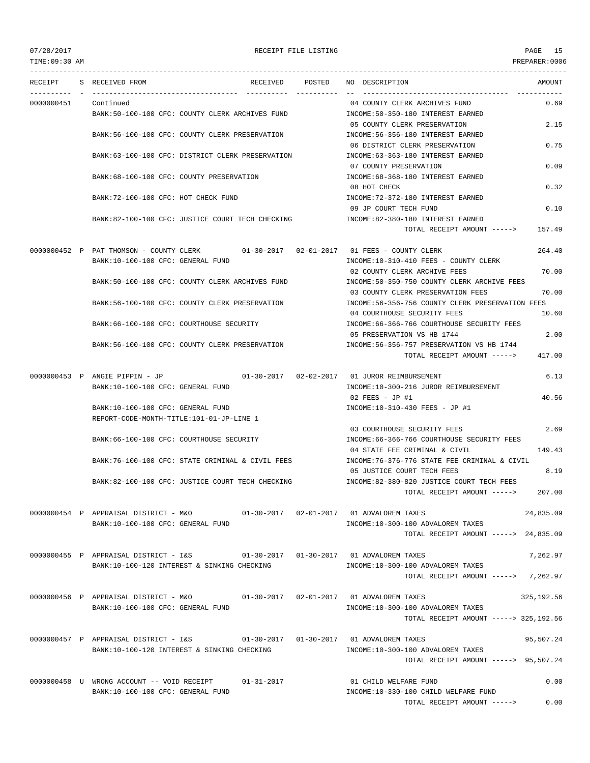RECEIPT FILE LISTING

TIME:09:30 AM — PREPARER:0006

| RECEIPT | S | RECEIVED FROM | RECEIVED | POSTED | NO DESCRIPTION | AMOUNT |
|---|---|---|---|---|---|---|
| 0000000451 | | Continued | | | 04 COUNTY CLERK ARCHIVES FUND | 0.69 |
| | | BANK:50-100-100 CFC: COUNTY CLERK ARCHIVES FUND | | | INCOME:50-350-180 INTEREST EARNED | |
| | | | | | 05 COUNTY CLERK PRESERVATION | 2.15 |
| | | BANK:56-100-100 CFC: COUNTY CLERK PRESERVATION | | | INCOME:56-356-180 INTEREST EARNED | |
| | | | | | 06 DISTRICT CLERK PRESERVATION | 0.75 |
| | | BANK:63-100-100 CFC: DISTRICT CLERK PRESERVATION | | | INCOME:63-363-180 INTEREST EARNED | |
| | | | | | 07 COUNTY PRESERVATION | 0.09 |
| | | BANK:68-100-100 CFC: COUNTY PRESERVATION | | | INCOME:68-368-180 INTEREST EARNED | |
| | | | | | 08 HOT CHECK | 0.32 |
| | | BANK:72-100-100 CFC: HOT CHECK FUND | | | INCOME:72-372-180 INTEREST EARNED | |
| | | | | | 09 JP COURT TECH FUND | 0.10 |
| | | BANK:82-100-100 CFC: JUSTICE COURT TECH CHECKING | | | INCOME:82-380-180 INTEREST EARNED | |
| | | | | | TOTAL RECEIPT AMOUNT -----> | 157.49 |
| 0000000452 | P | PAT THOMSON - COUNTY CLERK | 01-30-2017 | 02-01-2017 | 01 FEES - COUNTY CLERK | 264.40 |
| | | BANK:10-100-100 CFC: GENERAL FUND | | | INCOME:10-310-410 FEES - COUNTY CLERK | |
| | | | | | 02 COUNTY CLERK ARCHIVE FEES | 70.00 |
| | | BANK:50-100-100 CFC: COUNTY CLERK ARCHIVES FUND | | | INCOME:50-350-750 COUNTY CLERK ARCHIVE FEES | |
| | | | | | 03 COUNTY CLERK PRESERVATION FEES | 70.00 |
| | | BANK:56-100-100 CFC: COUNTY CLERK PRESERVATION | | | INCOME:56-356-756 COUNTY CLERK PRESERVATION FEES | |
| | | | | | 04 COURTHOUSE SECURITY FEES | 10.60 |
| | | BANK:66-100-100 CFC: COURTHOUSE SECURITY | | | INCOME:66-366-766 COURTHOUSE SECURITY FEES | |
| | | | | | 05 PRESERVATION VS HB 1744 | 2.00 |
| | | BANK:56-100-100 CFC: COUNTY CLERK PRESERVATION | | | INCOME:56-356-757 PRESERVATION VS HB 1744 | |
| | | | | | TOTAL RECEIPT AMOUNT -----> | 417.00 |
| 0000000453 | P | ANGIE PIPPIN - JP | 01-30-2017 | 02-02-2017 | 01 JUROR REIMBURSEMENT | 6.13 |
| | | BANK:10-100-100 CFC: GENERAL FUND | | | INCOME:10-300-216 JUROR REIMBURSEMENT | |
| | | | | | 02 FEES - JP #1 | 40.56 |
| | | BANK:10-100-100 CFC: GENERAL FUND | | | INCOME:10-310-430 FEES - JP #1 | |
| | | REPORT-CODE-MONTH-TITLE:101-01-JP-LINE 1 | | | | |
| | | | | | 03 COURTHOUSE SECURITY FEES | 2.69 |
| | | BANK:66-100-100 CFC: COURTHOUSE SECURITY | | | INCOME:66-366-766 COURTHOUSE SECURITY FEES | |
| | | | | | 04 STATE FEE CRIMINAL & CIVIL | 149.43 |
| | | BANK:76-100-100 CFC: STATE CRIMINAL & CIVIL FEES | | | INCOME:76-376-776 STATE FEE CRIMINAL & CIVIL | |
| | | | | | 05 JUSTICE COURT TECH FEES | 8.19 |
| | | BANK:82-100-100 CFC: JUSTICE COURT TECH CHECKING | | | INCOME:82-380-820 JUSTICE COURT TECH FEES | |
| | | | | | TOTAL RECEIPT AMOUNT -----> | 207.00 |
| 0000000454 | P | APPRAISAL DISTRICT - M&O | 01-30-2017 | 02-01-2017 | 01 ADVALOREM TAXES | 24,835.09 |
| | | BANK:10-100-100 CFC: GENERAL FUND | | | INCOME:10-300-100 ADVALOREM TAXES | |
| | | | | | TOTAL RECEIPT AMOUNT -----> | 24,835.09 |
| 0000000455 | P | APPRAISAL DISTRICT - I&S | 01-30-2017 | 01-30-2017 | 01 ADVALOREM TAXES | 7,262.97 |
| | | BANK:10-100-120 INTEREST & SINKING CHECKING | | | INCOME:10-300-100 ADVALOREM TAXES | |
| | | | | | TOTAL RECEIPT AMOUNT -----> | 7,262.97 |
| 0000000456 | P | APPRAISAL DISTRICT - M&O | 01-30-2017 | 02-01-2017 | 01 ADVALOREM TAXES | 325,192.56 |
| | | BANK:10-100-100 CFC: GENERAL FUND | | | INCOME:10-300-100 ADVALOREM TAXES | |
| | | | | | TOTAL RECEIPT AMOUNT -----> | 325,192.56 |
| 0000000457 | P | APPRAISAL DISTRICT - I&S | 01-30-2017 | 01-30-2017 | 01 ADVALOREM TAXES | 95,507.24 |
| | | BANK:10-100-120 INTEREST & SINKING CHECKING | | | INCOME:10-300-100 ADVALOREM TAXES | |
| | | | | | TOTAL RECEIPT AMOUNT -----> | 95,507.24 |
| 0000000458 | U | WRONG ACCOUNT -- VOID RECEIPT | 01-31-2017 | | 01 CHILD WELFARE FUND | 0.00 |
| | | BANK:10-100-100 CFC: GENERAL FUND | | | INCOME:10-330-100 CHILD WELFARE FUND | |
| | | | | | TOTAL RECEIPT AMOUNT -----> | 0.00 |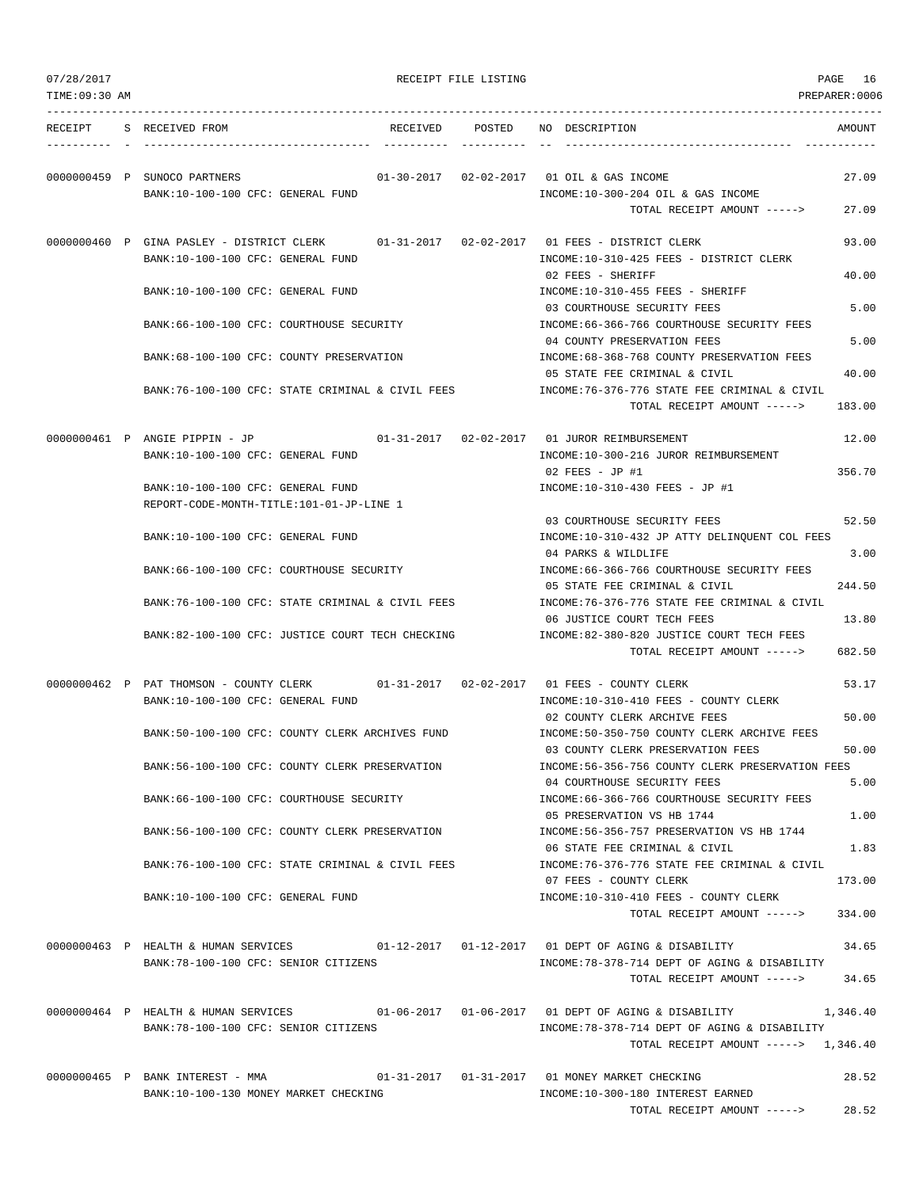RECEIPT FILE LISTING

| RECEIPT | S | RECEIVED FROM | RECEIVED | POSTED | NO | DESCRIPTION | AMOUNT |
|---|---|---|---|---|---|---|---|
| 0000000459 | P | SUNOCO PARTNERS | 01-30-2017 | 02-02-2017 | 01 | OIL & GAS INCOME | 27.09 |
| | | BANK:10-100-100 CFC: GENERAL FUND | | | | INCOME:10-300-204 OIL & GAS INCOME | |
| | | | | | | TOTAL RECEIPT AMOUNT -----> | 27.09 |
| 0000000460 | P | GINA PASLEY - DISTRICT CLERK | 01-31-2017 | 02-02-2017 | 01 | FEES - DISTRICT CLERK | 93.00 |
| | | BANK:10-100-100 CFC: GENERAL FUND | | | | INCOME:10-310-425 FEES - DISTRICT CLERK | |
| | | | | | 02 | FEES - SHERIFF | 40.00 |
| | | BANK:10-100-100 CFC: GENERAL FUND | | | | INCOME:10-310-455 FEES - SHERIFF | |
| | | | | | 03 | COURTHOUSE SECURITY FEES | 5.00 |
| | | BANK:66-100-100 CFC: COURTHOUSE SECURITY | | | | INCOME:66-366-766 COURTHOUSE SECURITY FEES | |
| | | | | | 04 | COUNTY PRESERVATION FEES | 5.00 |
| | | BANK:68-100-100 CFC: COUNTY PRESERVATION | | | | INCOME:68-368-768 COUNTY PRESERVATION FEES | |
| | | | | | 05 | STATE FEE CRIMINAL & CIVIL | 40.00 |
| | | BANK:76-100-100 CFC: STATE CRIMINAL & CIVIL FEES | | | | INCOME:76-376-776 STATE FEE CRIMINAL & CIVIL | |
| | | | | | | TOTAL RECEIPT AMOUNT -----> | 183.00 |
| 0000000461 | P | ANGIE PIPPIN - JP | 01-31-2017 | 02-02-2017 | 01 | JUROR REIMBURSEMENT | 12.00 |
| | | BANK:10-100-100 CFC: GENERAL FUND | | | | INCOME:10-300-216 JUROR REIMBURSEMENT | |
| | | | | | 02 | FEES - JP #1 | 356.70 |
| | | BANK:10-100-100 CFC: GENERAL FUND | | | | INCOME:10-310-430 FEES - JP #1 | |
| | | REPORT-CODE-MONTH-TITLE:101-01-JP-LINE 1 | | | | | |
| | | | | | 03 | COURTHOUSE SECURITY FEES | 52.50 |
| | | BANK:10-100-100 CFC: GENERAL FUND | | | | INCOME:10-310-432 JP ATTY DELINQUENT COL FEES | |
| | | | | | 04 | PARKS & WILDLIFE | 3.00 |
| | | BANK:66-100-100 CFC: COURTHOUSE SECURITY | | | | INCOME:66-366-766 COURTHOUSE SECURITY FEES | |
| | | | | | 05 | STATE FEE CRIMINAL & CIVIL | 244.50 |
| | | BANK:76-100-100 CFC: STATE CRIMINAL & CIVIL FEES | | | | INCOME:76-376-776 STATE FEE CRIMINAL & CIVIL | |
| | | | | | 06 | JUSTICE COURT TECH FEES | 13.80 |
| | | BANK:82-100-100 CFC: JUSTICE COURT TECH CHECKING | | | | INCOME:82-380-820 JUSTICE COURT TECH FEES | |
| | | | | | | TOTAL RECEIPT AMOUNT -----> | 682.50 |
| 0000000462 | P | PAT THOMSON - COUNTY CLERK | 01-31-2017 | 02-02-2017 | 01 | FEES - COUNTY CLERK | 53.17 |
| | | BANK:10-100-100 CFC: GENERAL FUND | | | | INCOME:10-310-410 FEES - COUNTY CLERK | |
| | | | | | 02 | COUNTY CLERK ARCHIVE FEES | 50.00 |
| | | BANK:50-100-100 CFC: COUNTY CLERK ARCHIVES FUND | | | | INCOME:50-350-750 COUNTY CLERK ARCHIVE FEES | |
| | | | | | 03 | COUNTY CLERK PRESERVATION FEES | 50.00 |
| | | BANK:56-100-100 CFC: COUNTY CLERK PRESERVATION | | | | INCOME:56-356-756 COUNTY CLERK PRESERVATION FEES | |
| | | | | | 04 | COURTHOUSE SECURITY FEES | 5.00 |
| | | BANK:66-100-100 CFC: COURTHOUSE SECURITY | | | | INCOME:66-366-766 COURTHOUSE SECURITY FEES | |
| | | | | | 05 | PRESERVATION VS HB 1744 | 1.00 |
| | | BANK:56-100-100 CFC: COUNTY CLERK PRESERVATION | | | | INCOME:56-356-757 PRESERVATION VS HB 1744 | |
| | | | | | 06 | STATE FEE CRIMINAL & CIVIL | 1.83 |
| | | BANK:76-100-100 CFC: STATE CRIMINAL & CIVIL FEES | | | | INCOME:76-376-776 STATE FEE CRIMINAL & CIVIL | |
| | | | | | 07 | FEES - COUNTY CLERK | 173.00 |
| | | BANK:10-100-100 CFC: GENERAL FUND | | | | INCOME:10-310-410 FEES - COUNTY CLERK | |
| | | | | | | TOTAL RECEIPT AMOUNT -----> | 334.00 |
| 0000000463 | P | HEALTH & HUMAN SERVICES | 01-12-2017 | 01-12-2017 | 01 | DEPT OF AGING & DISABILITY | 34.65 |
| | | BANK:78-100-100 CFC: SENIOR CITIZENS | | | | INCOME:78-378-714 DEPT OF AGING & DISABILITY | |
| | | | | | | TOTAL RECEIPT AMOUNT -----> | 34.65 |
| 0000000464 | P | HEALTH & HUMAN SERVICES | 01-06-2017 | 01-06-2017 | 01 | DEPT OF AGING & DISABILITY | 1,346.40 |
| | | BANK:78-100-100 CFC: SENIOR CITIZENS | | | | INCOME:78-378-714 DEPT OF AGING & DISABILITY | |
| | | | | | | TOTAL RECEIPT AMOUNT -----> | 1,346.40 |
| 0000000465 | P | BANK INTEREST - MMA | 01-31-2017 | 01-31-2017 | 01 | MONEY MARKET CHECKING | 28.52 |
| | | BANK:10-100-130 MONEY MARKET CHECKING | | | | INCOME:10-300-180 INTEREST EARNED | |
| | | | | | | TOTAL RECEIPT AMOUNT -----> | 28.52 |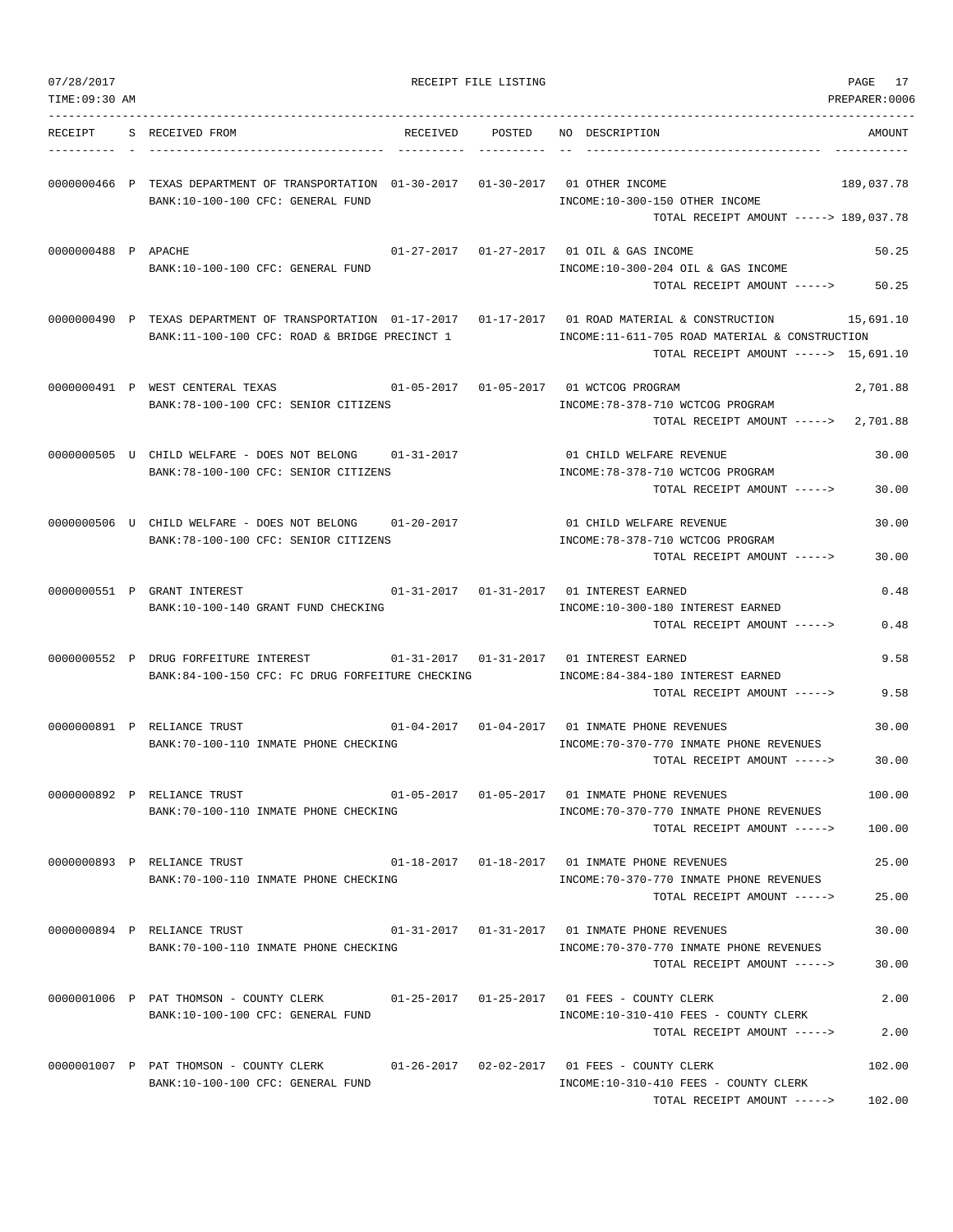07/28/2017 RECEIPT FILE LISTING
TIME:09:30 AM PREPARER:0006

| RECEIPT | S | RECEIVED FROM | RECEIVED | POSTED | NO | DESCRIPTION | AMOUNT |
|---|---|---|---|---|---|---|---|
| 0000000466 | P | TEXAS DEPARTMENT OF TRANSPORTATION | 01-30-2017 | 01-30-2017 | 01 | OTHER INCOME | 189,037.78 |
| | | BANK:10-100-100 CFC: GENERAL FUND | | | | INCOME:10-300-150 OTHER INCOME | |
| | | | | | | TOTAL RECEIPT AMOUNT -----> | 189,037.78 |
| 0000000488 | P | APACHE | 01-27-2017 | 01-27-2017 | 01 | OIL & GAS INCOME | 50.25 |
| | | BANK:10-100-100 CFC: GENERAL FUND | | | | INCOME:10-300-204 OIL & GAS INCOME | |
| | | | | | | TOTAL RECEIPT AMOUNT -----> | 50.25 |
| 0000000490 | P | TEXAS DEPARTMENT OF TRANSPORTATION | 01-17-2017 | 01-17-2017 | 01 | ROAD MATERIAL & CONSTRUCTION | 15,691.10 |
| | | BANK:11-100-100 CFC: ROAD & BRIDGE PRECINCT 1 | | | | INCOME:11-611-705 ROAD MATERIAL & CONSTRUCTION | |
| | | | | | | TOTAL RECEIPT AMOUNT -----> | 15,691.10 |
| 0000000491 | P | WEST CENTERAL TEXAS | 01-05-2017 | 01-05-2017 | 01 | WCTCOG PROGRAM | 2,701.88 |
| | | BANK:78-100-100 CFC: SENIOR CITIZENS | | | | INCOME:78-378-710 WCTCOG PROGRAM | |
| | | | | | | TOTAL RECEIPT AMOUNT -----> | 2,701.88 |
| 0000000505 | U | CHILD WELFARE - DOES NOT BELONG | 01-31-2017 | | 01 | CHILD WELFARE REVENUE | 30.00 |
| | | BANK:78-100-100 CFC: SENIOR CITIZENS | | | | INCOME:78-378-710 WCTCOG PROGRAM | |
| | | | | | | TOTAL RECEIPT AMOUNT -----> | 30.00 |
| 0000000506 | U | CHILD WELFARE - DOES NOT BELONG | 01-20-2017 | | 01 | CHILD WELFARE REVENUE | 30.00 |
| | | BANK:78-100-100 CFC: SENIOR CITIZENS | | | | INCOME:78-378-710 WCTCOG PROGRAM | |
| | | | | | | TOTAL RECEIPT AMOUNT -----> | 30.00 |
| 0000000551 | P | GRANT INTEREST | 01-31-2017 | 01-31-2017 | 01 | INTEREST EARNED | 0.48 |
| | | BANK:10-100-140 GRANT FUND CHECKING | | | | INCOME:10-300-180 INTEREST EARNED | |
| | | | | | | TOTAL RECEIPT AMOUNT -----> | 0.48 |
| 0000000552 | P | DRUG FORFEITURE INTEREST | 01-31-2017 | 01-31-2017 | 01 | INTEREST EARNED | 9.58 |
| | | BANK:84-100-150 CFC: FC DRUG FORFEITURE CHECKING | | | | INCOME:84-384-180 INTEREST EARNED | |
| | | | | | | TOTAL RECEIPT AMOUNT -----> | 9.58 |
| 0000000891 | P | RELIANCE TRUST | 01-04-2017 | 01-04-2017 | 01 | INMATE PHONE REVENUES | 30.00 |
| | | BANK:70-100-110 INMATE PHONE CHECKING | | | | INCOME:70-370-770 INMATE PHONE REVENUES | |
| | | | | | | TOTAL RECEIPT AMOUNT -----> | 30.00 |
| 0000000892 | P | RELIANCE TRUST | 01-05-2017 | 01-05-2017 | 01 | INMATE PHONE REVENUES | 100.00 |
| | | BANK:70-100-110 INMATE PHONE CHECKING | | | | INCOME:70-370-770 INMATE PHONE REVENUES | |
| | | | | | | TOTAL RECEIPT AMOUNT -----> | 100.00 |
| 0000000893 | P | RELIANCE TRUST | 01-18-2017 | 01-18-2017 | 01 | INMATE PHONE REVENUES | 25.00 |
| | | BANK:70-100-110 INMATE PHONE CHECKING | | | | INCOME:70-370-770 INMATE PHONE REVENUES | |
| | | | | | | TOTAL RECEIPT AMOUNT -----> | 25.00 |
| 0000000894 | P | RELIANCE TRUST | 01-31-2017 | 01-31-2017 | 01 | INMATE PHONE REVENUES | 30.00 |
| | | BANK:70-100-110 INMATE PHONE CHECKING | | | | INCOME:70-370-770 INMATE PHONE REVENUES | |
| | | | | | | TOTAL RECEIPT AMOUNT -----> | 30.00 |
| 0000001006 | P | PAT THOMSON - COUNTY CLERK | 01-25-2017 | 01-25-2017 | 01 | FEES - COUNTY CLERK | 2.00 |
| | | BANK:10-100-100 CFC: GENERAL FUND | | | | INCOME:10-310-410 FEES - COUNTY CLERK | |
| | | | | | | TOTAL RECEIPT AMOUNT -----> | 2.00 |
| 0000001007 | P | PAT THOMSON - COUNTY CLERK | 01-26-2017 | 02-02-2017 | 01 | FEES - COUNTY CLERK | 102.00 |
| | | BANK:10-100-100 CFC: GENERAL FUND | | | | INCOME:10-310-410 FEES - COUNTY CLERK | |
| | | | | | | TOTAL RECEIPT AMOUNT -----> | 102.00 |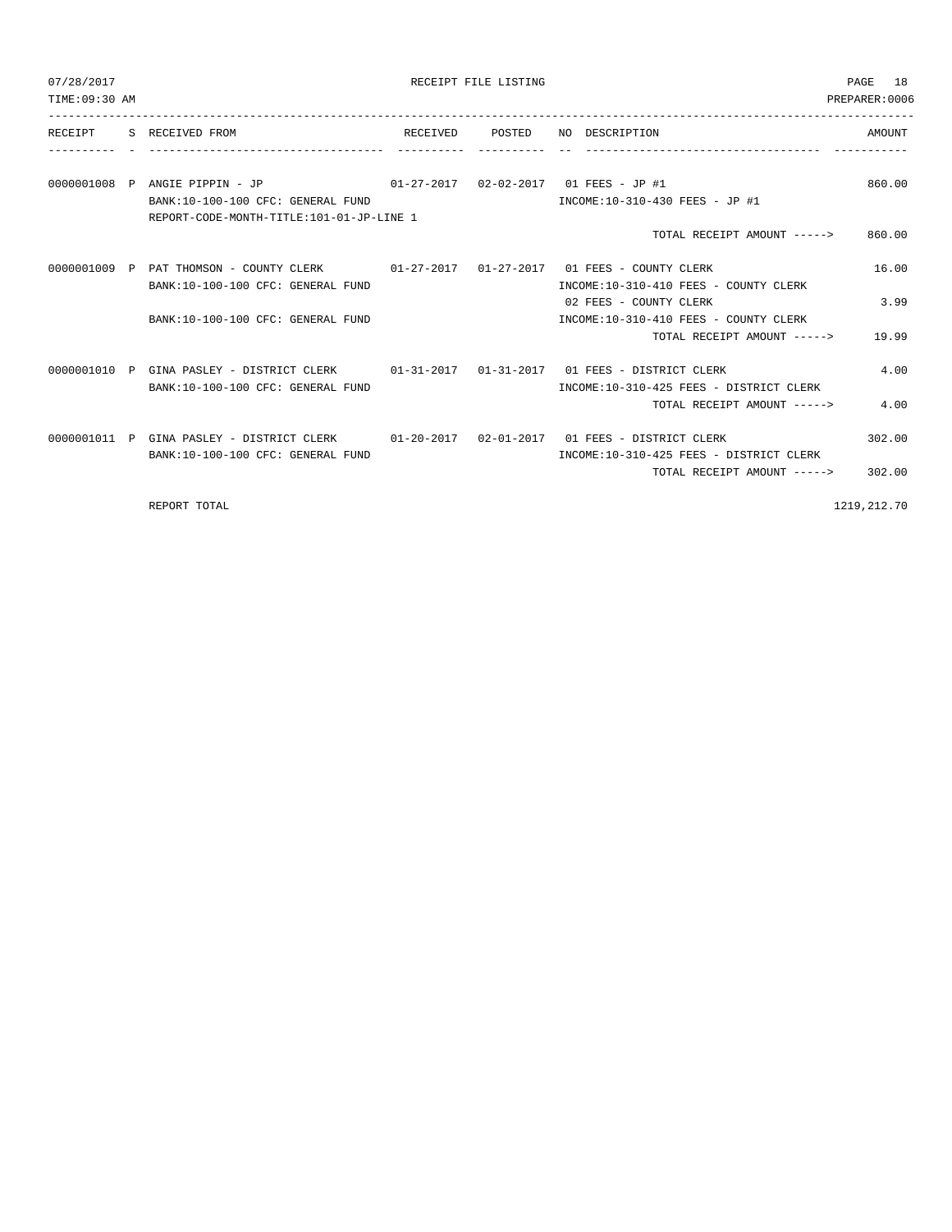07/28/2017 RECEIPT FILE LISTING
TIME:09:30 AM PREPARER:0006

| RECEIPT | S | RECEIVED FROM | RECEIVED | POSTED | NO | DESCRIPTION | AMOUNT |
|---|---|---|---|---|---|---|---|
| 0000001008 | P | ANGIE PIPPIN - JP | 01-27-2017 | 02-02-2017 | 01 | FEES - JP #1 | 860.00 |
| | | BANK:10-100-100 CFC: GENERAL FUND | | | | INCOME:10-310-430 FEES - JP #1 | |
| | | REPORT-CODE-MONTH-TITLE:101-01-JP-LINE 1 | | | | | |
| | | | | | | TOTAL RECEIPT AMOUNT -----> | 860.00 |
| 0000001009 | P | PAT THOMSON - COUNTY CLERK | 01-27-2017 | 01-27-2017 | 01 | FEES - COUNTY CLERK | 16.00 |
| | | BANK:10-100-100 CFC: GENERAL FUND | | | | INCOME:10-310-410 FEES - COUNTY CLERK | |
| | | | | | 02 | FEES - COUNTY CLERK | 3.99 |
| | | BANK:10-100-100 CFC: GENERAL FUND | | | | INCOME:10-310-410 FEES - COUNTY CLERK | |
| | | | | | | TOTAL RECEIPT AMOUNT -----> | 19.99 |
| 0000001010 | P | GINA PASLEY - DISTRICT CLERK | 01-31-2017 | 01-31-2017 | 01 | FEES - DISTRICT CLERK | 4.00 |
| | | BANK:10-100-100 CFC: GENERAL FUND | | | | INCOME:10-310-425 FEES - DISTRICT CLERK | |
| | | | | | | TOTAL RECEIPT AMOUNT -----> | 4.00 |
| 0000001011 | P | GINA PASLEY - DISTRICT CLERK | 01-20-2017 | 02-01-2017 | 01 | FEES - DISTRICT CLERK | 302.00 |
| | | BANK:10-100-100 CFC: GENERAL FUND | | | | INCOME:10-310-425 FEES - DISTRICT CLERK | |
| | | | | | | TOTAL RECEIPT AMOUNT -----> | 302.00 |
| | | REPORT TOTAL | | | | | 1219,212.70 |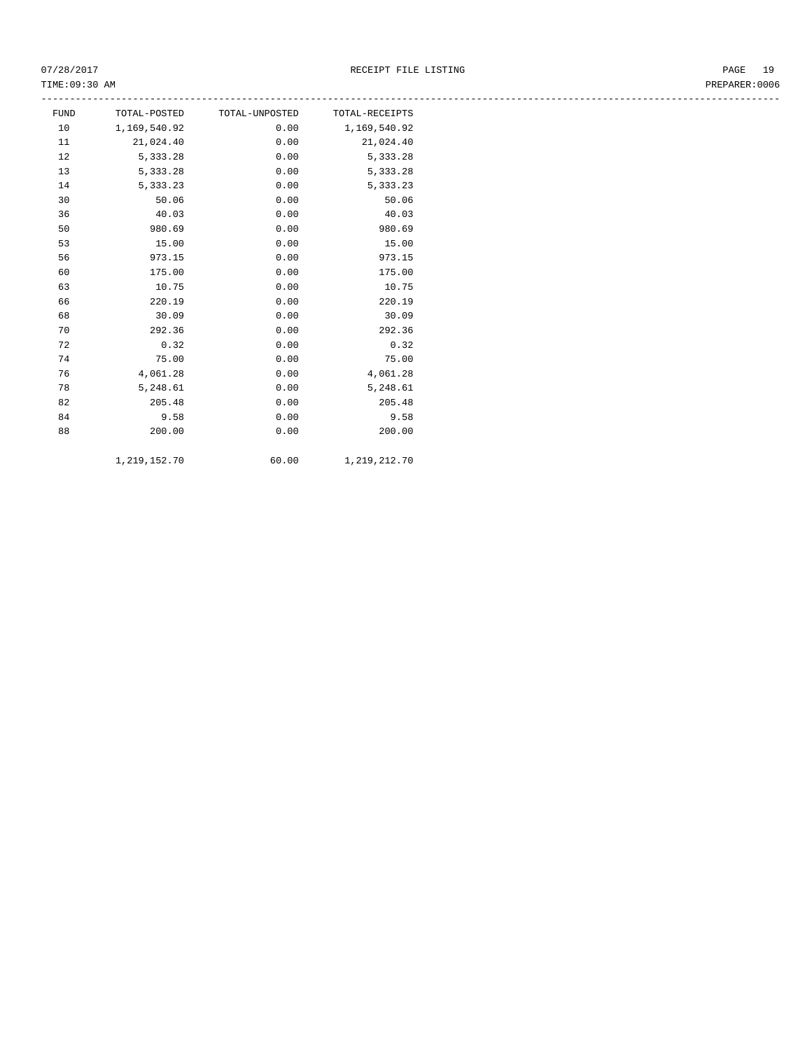| FUND | TOTAL-POSTED | TOTAL-UNPOSTED | TOTAL-RECEIPTS |
|---|---|---|---|
| 10 | 1,169,540.92 | 0.00 | 1,169,540.92 |
| 11 | 21,024.40 | 0.00 | 21,024.40 |
| 12 | 5,333.28 | 0.00 | 5,333.28 |
| 13 | 5,333.28 | 0.00 | 5,333.28 |
| 14 | 5,333.23 | 0.00 | 5,333.23 |
| 30 | 50.06 | 0.00 | 50.06 |
| 36 | 40.03 | 0.00 | 40.03 |
| 50 | 980.69 | 0.00 | 980.69 |
| 53 | 15.00 | 0.00 | 15.00 |
| 56 | 973.15 | 0.00 | 973.15 |
| 60 | 175.00 | 0.00 | 175.00 |
| 63 | 10.75 | 0.00 | 10.75 |
| 66 | 220.19 | 0.00 | 220.19 |
| 68 | 30.09 | 0.00 | 30.09 |
| 70 | 292.36 | 0.00 | 292.36 |
| 72 | 0.32 | 0.00 | 0.32 |
| 74 | 75.00 | 0.00 | 75.00 |
| 76 | 4,061.28 | 0.00 | 4,061.28 |
| 78 | 5,248.61 | 0.00 | 5,248.61 |
| 82 | 205.48 | 0.00 | 205.48 |
| 84 | 9.58 | 0.00 | 9.58 |
| 88 | 200.00 | 0.00 | 200.00 |
| | 1,219,152.70 | 60.00 | 1,219,212.70 |